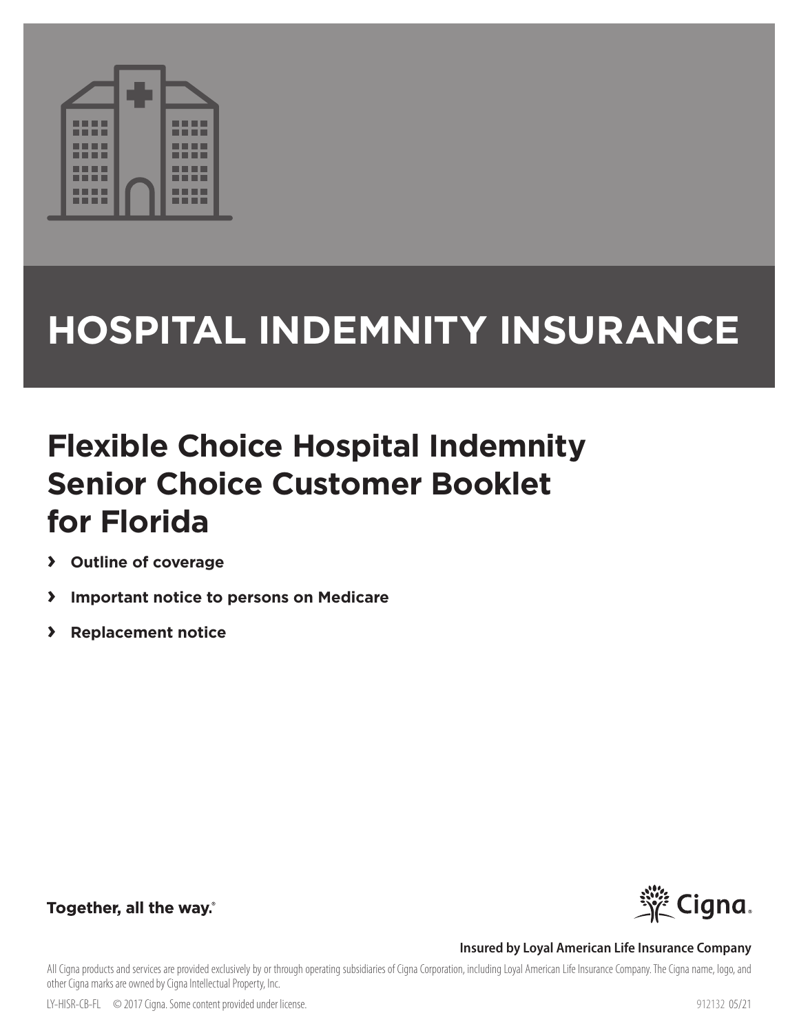# HOSPITAL INDEMNITY INSURANCE

## Flexible Choice Hospital Indemnity Senior Choice Customer Booklet for Florida

- **Outline of coverage**
- **Important notice to persons on Medicare**
- **Replacement notice**

**Together, all the way.**®

**Insured by Loyal American Life Insurance Company**

All Cigna products and services are provided exclusively by or through operating subsidiaries of Cigna Corporation, including Loyal American Life Insurance Company. The Cigna name, logo, and other Cigna marks are owned by Cigna Intellectual Property, Inc.

LY-HISR-CB-FL © 2017 Cigna. Some content provided under license. 912132 05/21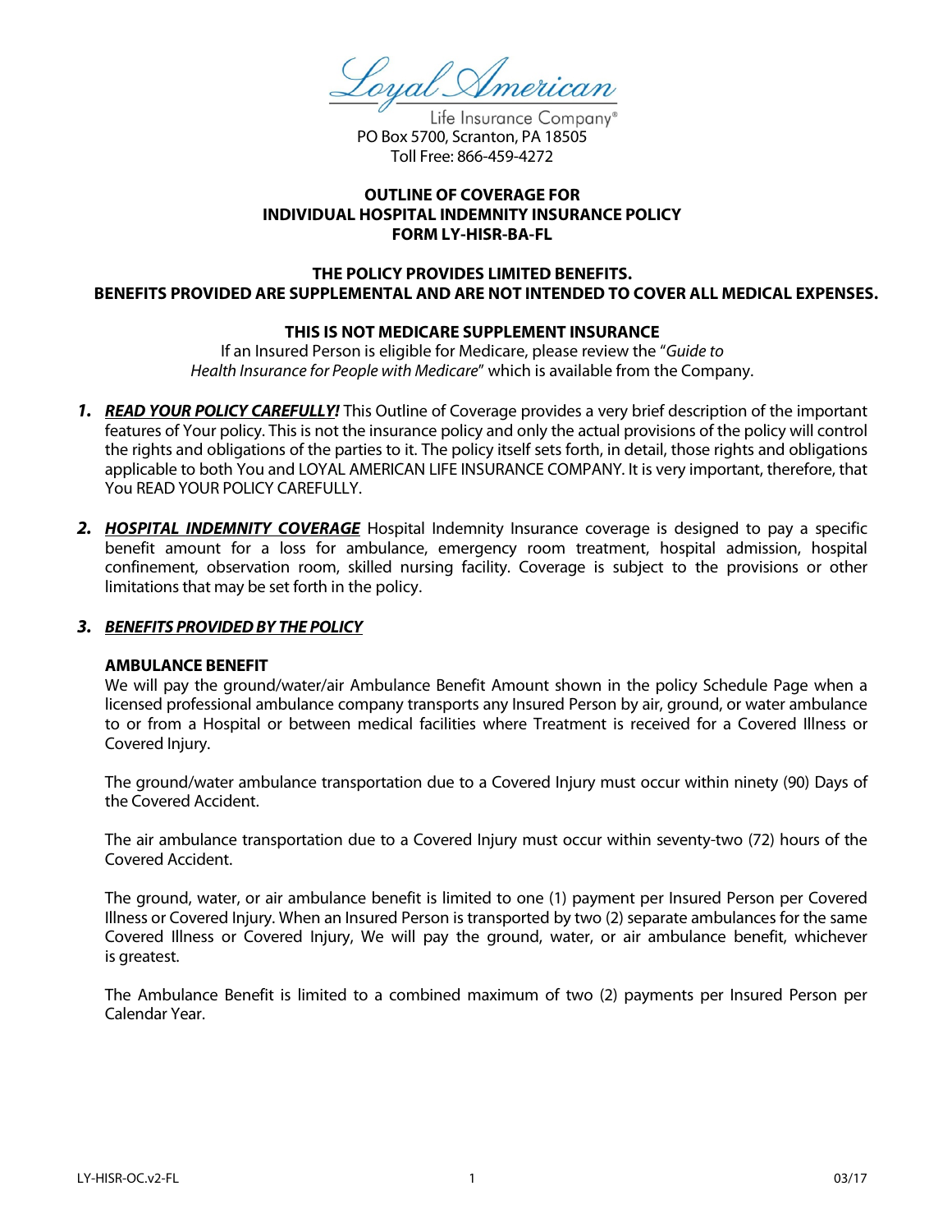Loyal American

Life Insurance Company®

PO Box 5700, Scranton, PA 18505

Toll Free: 866-459-4272

**OUTLINE OF COVERAGE FOR**
**INDIVIDUAL HOSPITAL INDEMNITY INSURANCE POLICY**
**FORM LY-HISR-BA-FL**

**THE POLICY PROVIDES LIMITED BENEFITS.**
**BENEFITS PROVIDED ARE SUPPLEMENTAL AND ARE NOT INTENDED TO COVER ALL MEDICAL EXPENSES.**

**THIS IS NOT MEDICARE SUPPLEMENT INSURANCE**

If an Insured Person is eligible for Medicare, please review the "*Guide to Health Insurance for People with Medicare*" which is available from the Company.

1. ***READ YOUR POLICY CAREFULLY!*** This Outline of Coverage provides a very brief description of the important features of Your policy. This is not the insurance policy and only the actual provisions of the policy will control the rights and obligations of the parties to it. The policy itself sets forth, in detail, those rights and obligations applicable to both You and LOYAL AMERICAN LIFE INSURANCE COMPANY. It is very important, therefore, that You READ YOUR POLICY CAREFULLY.

2. ***HOSPITAL INDEMNITY COVERAGE*** Hospital Indemnity Insurance coverage is designed to pay a specific benefit amount for a loss for ambulance, emergency room treatment, hospital admission, hospital confinement, observation room, skilled nursing facility. Coverage is subject to the provisions or other limitations that may be set forth in the policy.

3. ***BENEFITS PROVIDED BY THE POLICY***

**AMBULANCE BENEFIT**

We will pay the ground/water/air Ambulance Benefit Amount shown in the policy Schedule Page when a licensed professional ambulance company transports any Insured Person by air, ground, or water ambulance to or from a Hospital or between medical facilities where Treatment is received for a Covered Illness or Covered Injury.

The ground/water ambulance transportation due to a Covered Injury must occur within ninety (90) Days of the Covered Accident.

The air ambulance transportation due to a Covered Injury must occur within seventy-two (72) hours of the Covered Accident.

The ground, water, or air ambulance benefit is limited to one (1) payment per Insured Person per Covered Illness or Covered Injury. When an Insured Person is transported by two (2) separate ambulances for the same Covered Illness or Covered Injury, We will pay the ground, water, or air ambulance benefit, whichever is greatest.

The Ambulance Benefit is limited to a combined maximum of two (2) payments per Insured Person per Calendar Year.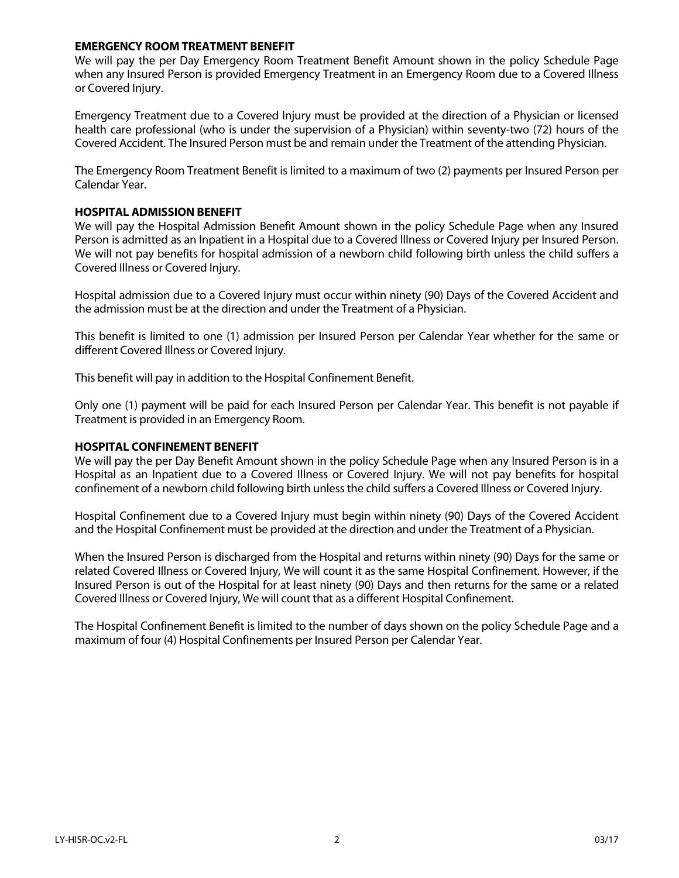### EMERGENCY ROOM TREATMENT BENEFIT

We will pay the per Day Emergency Room Treatment Benefit Amount shown in the policy Schedule Page when any Insured Person is provided Emergency Treatment in an Emergency Room due to a Covered Illness or Covered Injury.

Emergency Treatment due to a Covered Injury must be provided at the direction of a Physician or licensed health care professional (who is under the supervision of a Physician) within seventy-two (72) hours of the Covered Accident. The Insured Person must be and remain under the Treatment of the attending Physician.

The Emergency Room Treatment Benefit is limited to a maximum of two (2) payments per Insured Person per Calendar Year.

### HOSPITAL ADMISSION BENEFIT

We will pay the Hospital Admission Benefit Amount shown in the policy Schedule Page when any Insured Person is admitted as an Inpatient in a Hospital due to a Covered Illness or Covered Injury per Insured Person. We will not pay benefits for hospital admission of a newborn child following birth unless the child suffers a Covered Illness or Covered Injury.

Hospital admission due to a Covered Injury must occur within ninety (90) Days of the Covered Accident and the admission must be at the direction and under the Treatment of a Physician.

This benefit is limited to one (1) admission per Insured Person per Calendar Year whether for the same or different Covered Illness or Covered Injury.

This benefit will pay in addition to the Hospital Confinement Benefit.

Only one (1) payment will be paid for each Insured Person per Calendar Year. This benefit is not payable if Treatment is provided in an Emergency Room.

### HOSPITAL CONFINEMENT BENEFIT

We will pay the per Day Benefit Amount shown in the policy Schedule Page when any Insured Person is in a Hospital as an Inpatient due to a Covered Illness or Covered Injury. We will not pay benefits for hospital confinement of a newborn child following birth unless the child suffers a Covered Illness or Covered Injury.

Hospital Confinement due to a Covered Injury must begin within ninety (90) Days of the Covered Accident and the Hospital Confinement must be provided at the direction and under the Treatment of a Physician.

When the Insured Person is discharged from the Hospital and returns within ninety (90) Days for the same or related Covered Illness or Covered Injury, We will count it as the same Hospital Confinement. However, if the Insured Person is out of the Hospital for at least ninety (90) Days and then returns for the same or a related Covered Illness or Covered Injury, We will count that as a different Hospital Confinement.

The Hospital Confinement Benefit is limited to the number of days shown on the policy Schedule Page and a maximum of four (4) Hospital Confinements per Insured Person per Calendar Year.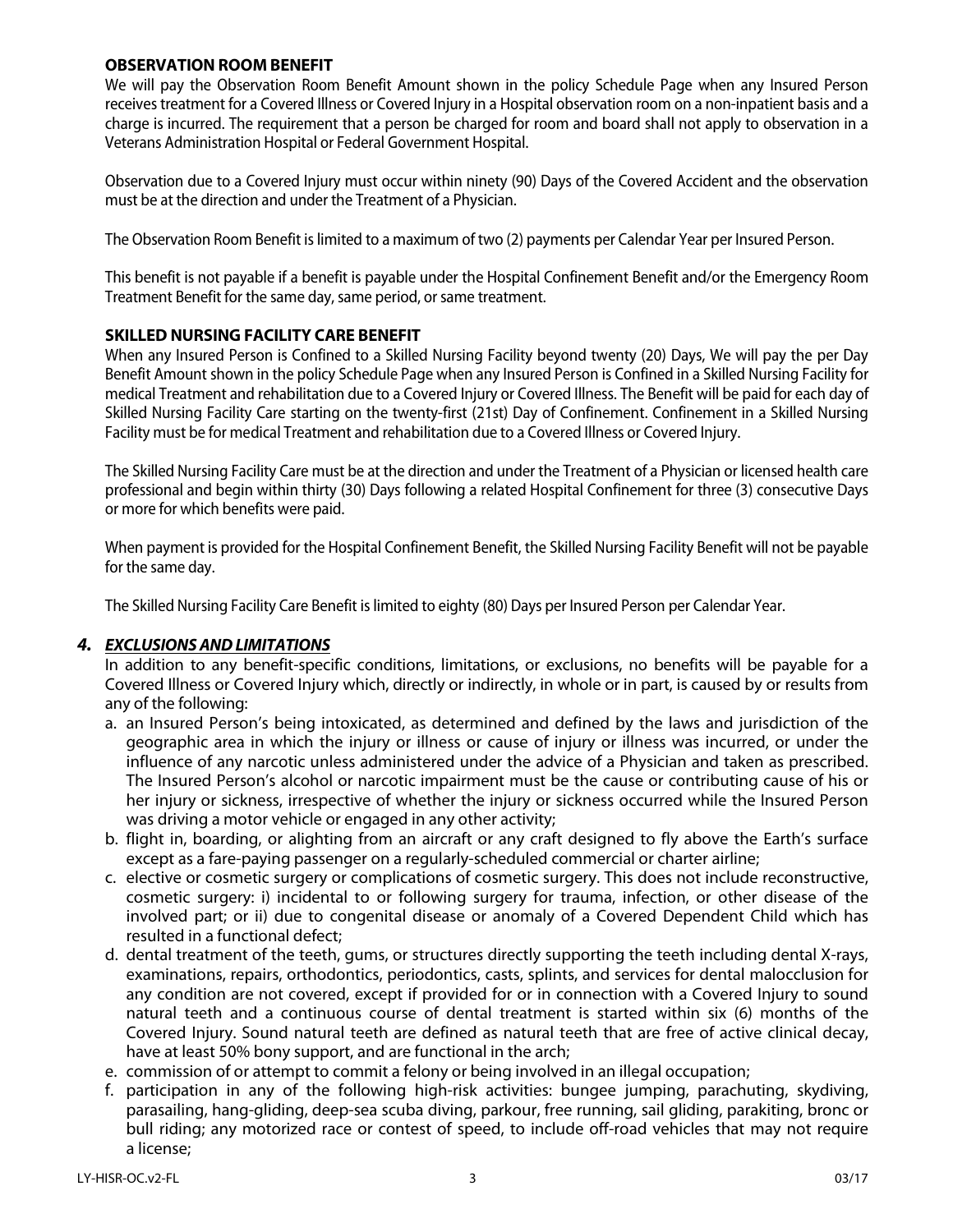### OBSERVATION ROOM BENEFIT

We will pay the Observation Room Benefit Amount shown in the policy Schedule Page when any Insured Person receives treatment for a Covered Illness or Covered Injury in a Hospital observation room on a non-inpatient basis and a charge is incurred. The requirement that a person be charged for room and board shall not apply to observation in a Veterans Administration Hospital or Federal Government Hospital.

Observation due to a Covered Injury must occur within ninety (90) Days of the Covered Accident and the observation must be at the direction and under the Treatment of a Physician.

The Observation Room Benefit is limited to a maximum of two (2) payments per Calendar Year per Insured Person.

This benefit is not payable if a benefit is payable under the Hospital Confinement Benefit and/or the Emergency Room Treatment Benefit for the same day, same period, or same treatment.

### SKILLED NURSING FACILITY CARE BENEFIT

When any Insured Person is Confined to a Skilled Nursing Facility beyond twenty (20) Days, We will pay the per Day Benefit Amount shown in the policy Schedule Page when any Insured Person is Confined in a Skilled Nursing Facility for medical Treatment and rehabilitation due to a Covered Injury or Covered Illness. The Benefit will be paid for each day of Skilled Nursing Facility Care starting on the twenty-first (21st) Day of Confinement. Confinement in a Skilled Nursing Facility must be for medical Treatment and rehabilitation due to a Covered Illness or Covered Injury.

The Skilled Nursing Facility Care must be at the direction and under the Treatment of a Physician or licensed health care professional and begin within thirty (30) Days following a related Hospital Confinement for three (3) consecutive Days or more for which benefits were paid.

When payment is provided for the Hospital Confinement Benefit, the Skilled Nursing Facility Benefit will not be payable for the same day.

The Skilled Nursing Facility Care Benefit is limited to eighty (80) Days per Insured Person per Calendar Year.

## 4. *EXCLUSIONS AND LIMITATIONS*

In addition to any benefit-specific conditions, limitations, or exclusions, no benefits will be payable for a Covered Illness or Covered Injury which, directly or indirectly, in whole or in part, is caused by or results from any of the following:

a. an Insured Person's being intoxicated, as determined and defined by the laws and jurisdiction of the geographic area in which the injury or illness or cause of injury or illness was incurred, or under the influence of any narcotic unless administered under the advice of a Physician and taken as prescribed. The Insured Person's alcohol or narcotic impairment must be the cause or contributing cause of his or her injury or sickness, irrespective of whether the injury or sickness occurred while the Insured Person was driving a motor vehicle or engaged in any other activity;
b. flight in, boarding, or alighting from an aircraft or any craft designed to fly above the Earth's surface except as a fare-paying passenger on a regularly-scheduled commercial or charter airline;
c. elective or cosmetic surgery or complications of cosmetic surgery. This does not include reconstructive, cosmetic surgery: i) incidental to or following surgery for trauma, infection, or other disease of the involved part; or ii) due to congenital disease or anomaly of a Covered Dependent Child which has resulted in a functional defect;
d. dental treatment of the teeth, gums, or structures directly supporting the teeth including dental X-rays, examinations, repairs, orthodontics, periodontics, casts, splints, and services for dental malocclusion for any condition are not covered, except if provided for or in connection with a Covered Injury to sound natural teeth and a continuous course of dental treatment is started within six (6) months of the Covered Injury. Sound natural teeth are defined as natural teeth that are free of active clinical decay, have at least 50% bony support, and are functional in the arch;
e. commission of or attempt to commit a felony or being involved in an illegal occupation;
f. participation in any of the following high-risk activities: bungee jumping, parachuting, skydiving, parasailing, hang-gliding, deep-sea scuba diving, parkour, free running, sail gliding, parakiting, bronc or bull riding; any motorized race or contest of speed, to include off-road vehicles that may not require a license;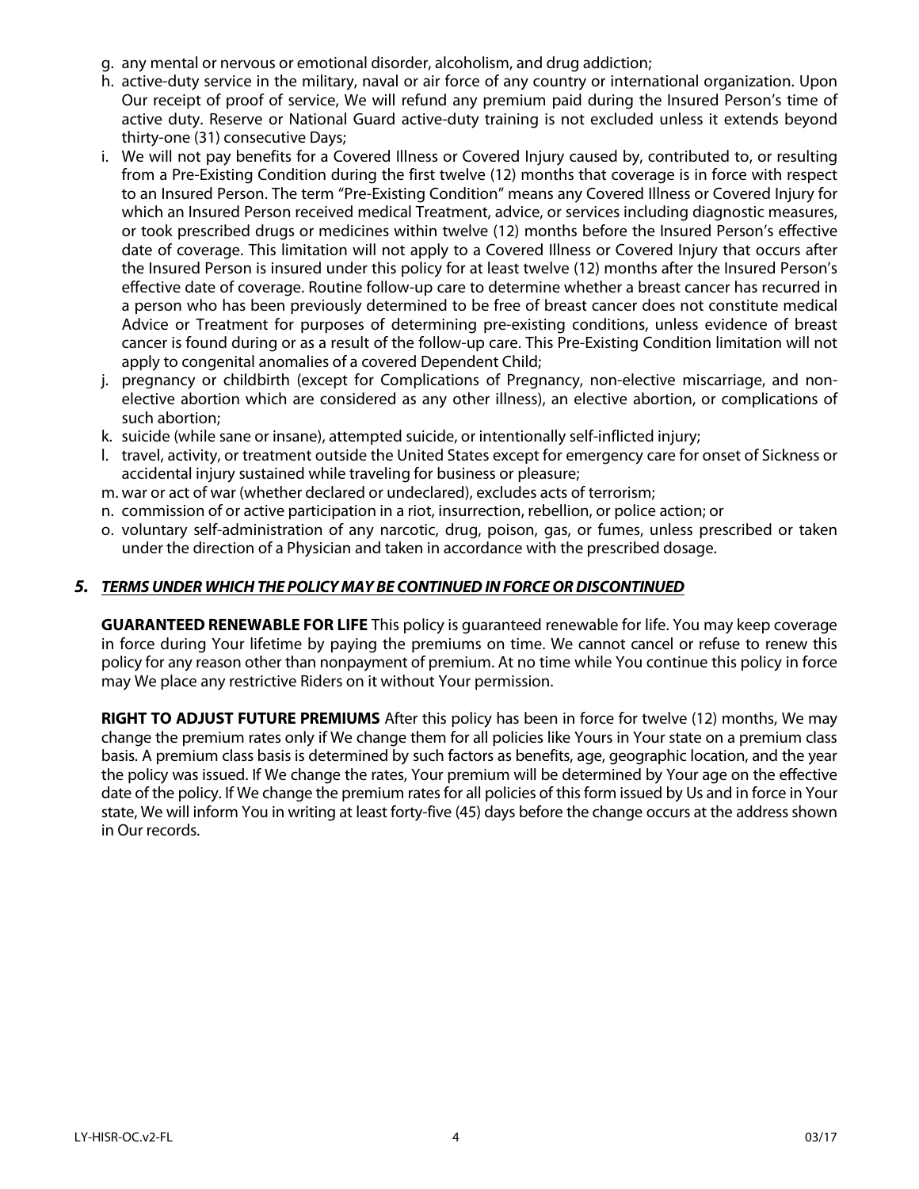g. any mental or nervous or emotional disorder, alcoholism, and drug addiction;
h. active-duty service in the military, naval or air force of any country or international organization. Upon Our receipt of proof of service, We will refund any premium paid during the Insured Person's time of active duty. Reserve or National Guard active-duty training is not excluded unless it extends beyond thirty-one (31) consecutive Days;
i. We will not pay benefits for a Covered Illness or Covered Injury caused by, contributed to, or resulting from a Pre-Existing Condition during the first twelve (12) months that coverage is in force with respect to an Insured Person. The term "Pre-Existing Condition" means any Covered Illness or Covered Injury for which an Insured Person received medical Treatment, advice, or services including diagnostic measures, or took prescribed drugs or medicines within twelve (12) months before the Insured Person's effective date of coverage. This limitation will not apply to a Covered Illness or Covered Injury that occurs after the Insured Person is insured under this policy for at least twelve (12) months after the Insured Person's effective date of coverage. Routine follow-up care to determine whether a breast cancer has recurred in a person who has been previously determined to be free of breast cancer does not constitute medical Advice or Treatment for purposes of determining pre-existing conditions, unless evidence of breast cancer is found during or as a result of the follow-up care. This Pre-Existing Condition limitation will not apply to congenital anomalies of a covered Dependent Child;
j. pregnancy or childbirth (except for Complications of Pregnancy, non-elective miscarriage, and non-elective abortion which are considered as any other illness), an elective abortion, or complications of such abortion;
k. suicide (while sane or insane), attempted suicide, or intentionally self-inflicted injury;
l. travel, activity, or treatment outside the United States except for emergency care for onset of Sickness or accidental injury sustained while traveling for business or pleasure;
m. war or act of war (whether declared or undeclared), excludes acts of terrorism;
n. commission of or active participation in a riot, insurrection, rebellion, or police action; or
o. voluntary self-administration of any narcotic, drug, poison, gas, or fumes, unless prescribed or taken under the direction of a Physician and taken in accordance with the prescribed dosage.

## 5. *TERMS UNDER WHICH THE POLICY MAY BE CONTINUED IN FORCE OR DISCONTINUED*

**GUARANTEED RENEWABLE FOR LIFE** This policy is guaranteed renewable for life. You may keep coverage in force during Your lifetime by paying the premiums on time. We cannot cancel or refuse to renew this policy for any reason other than nonpayment of premium. At no time while You continue this policy in force may We place any restrictive Riders on it without Your permission.

**RIGHT TO ADJUST FUTURE PREMIUMS** After this policy has been in force for twelve (12) months, We may change the premium rates only if We change them for all policies like Yours in Your state on a premium class basis. A premium class basis is determined by such factors as benefits, age, geographic location, and the year the policy was issued. If We change the rates, Your premium will be determined by Your age on the effective date of the policy. If We change the premium rates for all policies of this form issued by Us and in force in Your state, We will inform You in writing at least forty-five (45) days before the change occurs at the address shown in Our records.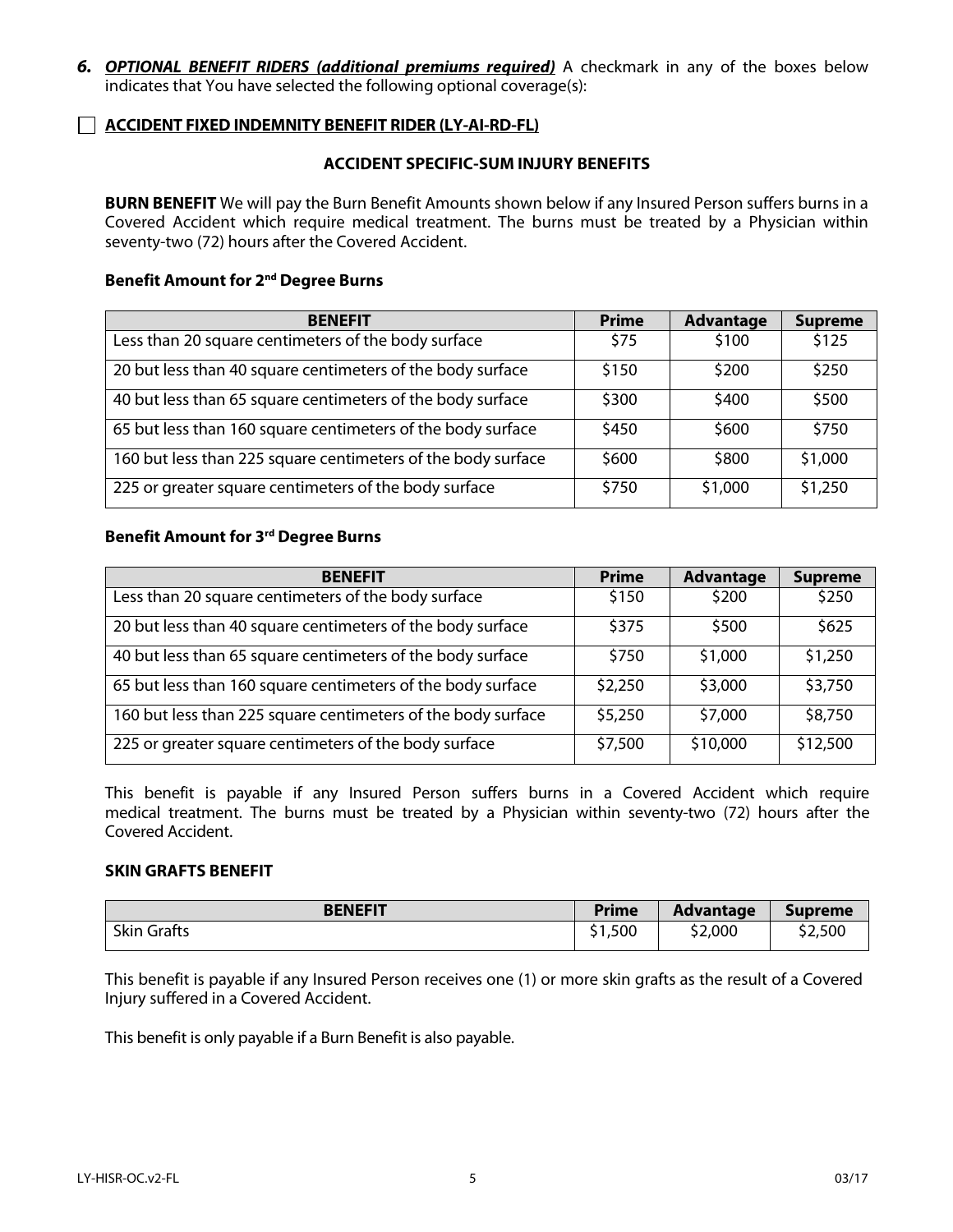***6. OPTIONAL BENEFIT RIDERS (additional premiums required)*** A checkmark in any of the boxes below indicates that You have selected the following optional coverage(s):

☐ **ACCIDENT FIXED INDEMNITY BENEFIT RIDER (LY-AI-RD-FL)**

### ACCIDENT SPECIFIC-SUM INJURY BENEFITS

**BURN BENEFIT** We will pay the Burn Benefit Amounts shown below if any Insured Person suffers burns in a Covered Accident which require medical treatment. The burns must be treated by a Physician within seventy-two (72) hours after the Covered Accident.

**Benefit Amount for 2nd Degree Burns**

| BENEFIT | Prime | Advantage | Supreme |
|---|---|---|---|
| Less than 20 square centimeters of the body surface | $75 | $100 | $125 |
| 20 but less than 40 square centimeters of the body surface | $150 | $200 | $250 |
| 40 but less than 65 square centimeters of the body surface | $300 | $400 | $500 |
| 65 but less than 160 square centimeters of the body surface | $450 | $600 | $750 |
| 160 but less than 225 square centimeters of the body surface | $600 | $800 | $1,000 |
| 225 or greater square centimeters of the body surface | $750 | $1,000 | $1,250 |

**Benefit Amount for 3rd Degree Burns**

| BENEFIT | Prime | Advantage | Supreme |
|---|---|---|---|
| Less than 20 square centimeters of the body surface | $150 | $200 | $250 |
| 20 but less than 40 square centimeters of the body surface | $375 | $500 | $625 |
| 40 but less than 65 square centimeters of the body surface | $750 | $1,000 | $1,250 |
| 65 but less than 160 square centimeters of the body surface | $2,250 | $3,000 | $3,750 |
| 160 but less than 225 square centimeters of the body surface | $5,250 | $7,000 | $8,750 |
| 225 or greater square centimeters of the body surface | $7,500 | $10,000 | $12,500 |

This benefit is payable if any Insured Person suffers burns in a Covered Accident which require medical treatment. The burns must be treated by a Physician within seventy-two (72) hours after the Covered Accident.

**SKIN GRAFTS BENEFIT**

| BENEFIT | Prime | Advantage | Supreme |
|---|---|---|---|
| Skin Grafts | $1,500 | $2,000 | $2,500 |

This benefit is payable if any Insured Person receives one (1) or more skin grafts as the result of a Covered Injury suffered in a Covered Accident.

This benefit is only payable if a Burn Benefit is also payable.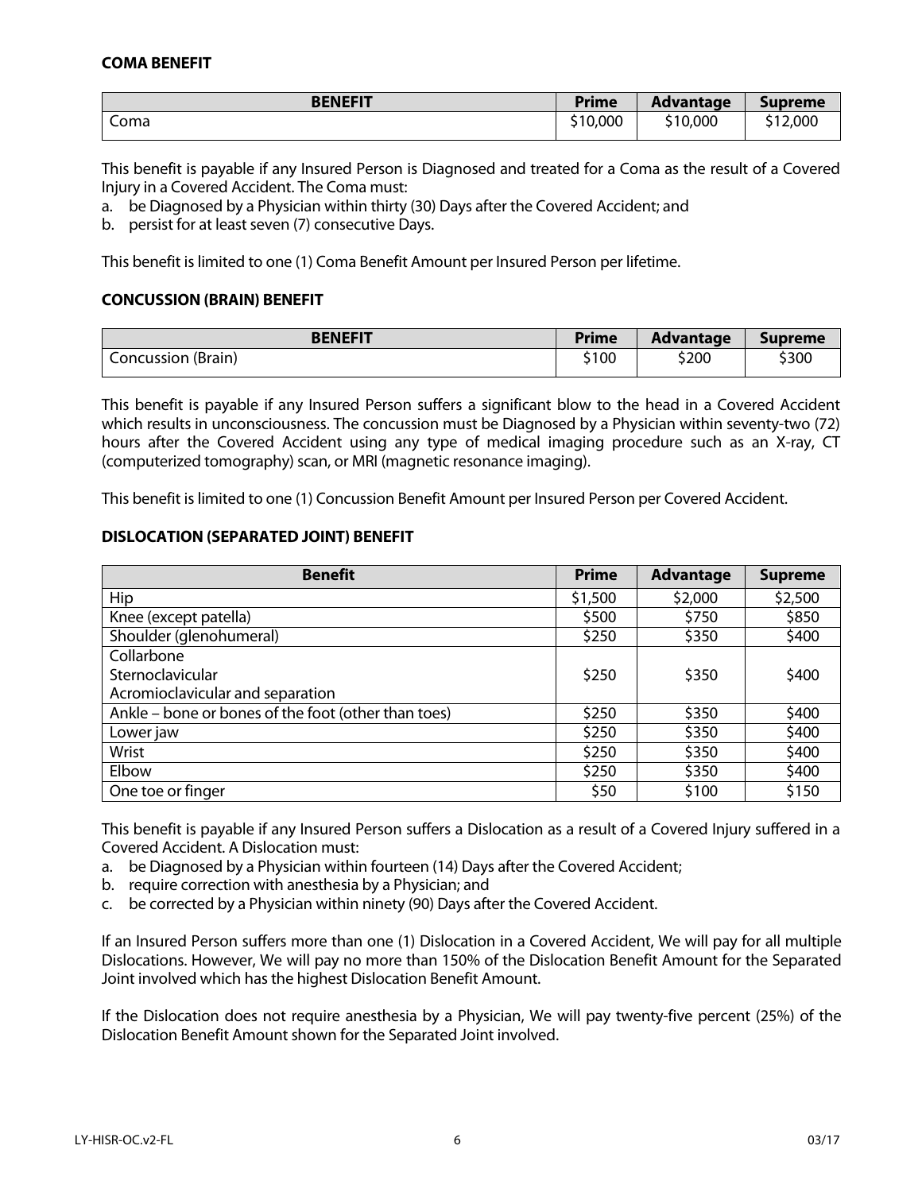**COMA BENEFIT**

| BENEFIT | Prime | Advantage | Supreme |
|---|---|---|---|
| Coma | $10,000 | $10,000 | $12,000 |

This benefit is payable if any Insured Person is Diagnosed and treated for a Coma as the result of a Covered Injury in a Covered Accident. The Coma must:

a. be Diagnosed by a Physician within thirty (30) Days after the Covered Accident; and
b. persist for at least seven (7) consecutive Days.

This benefit is limited to one (1) Coma Benefit Amount per Insured Person per lifetime.

**CONCUSSION (BRAIN) BENEFIT**

| BENEFIT | Prime | Advantage | Supreme |
|---|---|---|---|
| Concussion (Brain) | $100 | $200 | $300 |

This benefit is payable if any Insured Person suffers a significant blow to the head in a Covered Accident which results in unconsciousness. The concussion must be Diagnosed by a Physician within seventy-two (72) hours after the Covered Accident using any type of medical imaging procedure such as an X-ray, CT (computerized tomography) scan, or MRI (magnetic resonance imaging).

This benefit is limited to one (1) Concussion Benefit Amount per Insured Person per Covered Accident.

**DISLOCATION (SEPARATED JOINT) BENEFIT**

| Benefit | Prime | Advantage | Supreme |
|---|---|---|---|
| Hip | $1,500 | $2,000 | $2,500 |
| Knee (except patella) | $500 | $750 | $850 |
| Shoulder (glenohumeral) | $250 | $350 | $400 |
| Collarbone<br>Sternoclavicular<br>Acromioclavicular and separation | $250 | $350 | $400 |
| Ankle – bone or bones of the foot (other than toes) | $250 | $350 | $400 |
| Lower jaw | $250 | $350 | $400 |
| Wrist | $250 | $350 | $400 |
| Elbow | $250 | $350 | $400 |
| One toe or finger | $50 | $100 | $150 |

This benefit is payable if any Insured Person suffers a Dislocation as a result of a Covered Injury suffered in a Covered Accident. A Dislocation must:

a. be Diagnosed by a Physician within fourteen (14) Days after the Covered Accident;
b. require correction with anesthesia by a Physician; and
c. be corrected by a Physician within ninety (90) Days after the Covered Accident.

If an Insured Person suffers more than one (1) Dislocation in a Covered Accident, We will pay for all multiple Dislocations. However, We will pay no more than 150% of the Dislocation Benefit Amount for the Separated Joint involved which has the highest Dislocation Benefit Amount.

If the Dislocation does not require anesthesia by a Physician, We will pay twenty-five percent (25%) of the Dislocation Benefit Amount shown for the Separated Joint involved.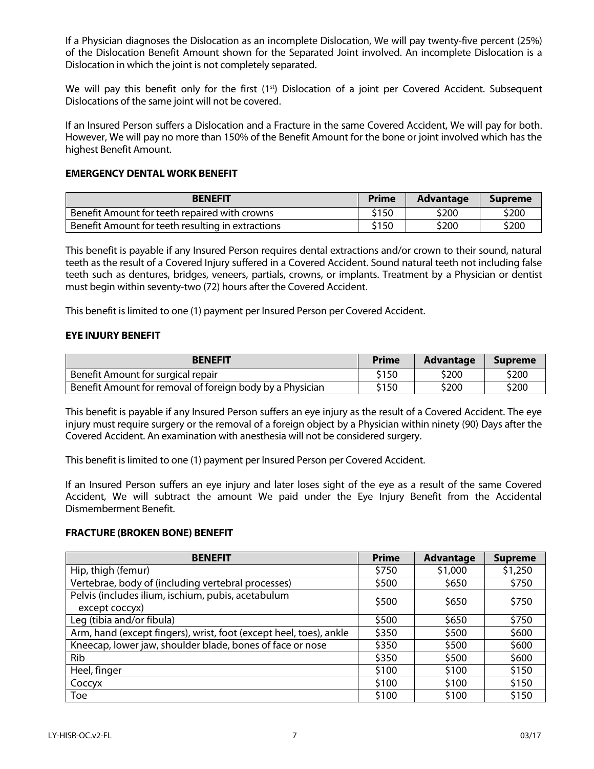If a Physician diagnoses the Dislocation as an incomplete Dislocation, We will pay twenty-five percent (25%) of the Dislocation Benefit Amount shown for the Separated Joint involved. An incomplete Dislocation is a Dislocation in which the joint is not completely separated.

We will pay this benefit only for the first (1st) Dislocation of a joint per Covered Accident. Subsequent Dislocations of the same joint will not be covered.

If an Insured Person suffers a Dislocation and a Fracture in the same Covered Accident, We will pay for both. However, We will pay no more than 150% of the Benefit Amount for the bone or joint involved which has the highest Benefit Amount.

### EMERGENCY DENTAL WORK BENEFIT

| BENEFIT | Prime | Advantage | Supreme |
|---|---|---|---|
| Benefit Amount for teeth repaired with crowns | $150 | $200 | $200 |
| Benefit Amount for teeth resulting in extractions | $150 | $200 | $200 |

This benefit is payable if any Insured Person requires dental extractions and/or crown to their sound, natural teeth as the result of a Covered Injury suffered in a Covered Accident. Sound natural teeth not including false teeth such as dentures, bridges, veneers, partials, crowns, or implants. Treatment by a Physician or dentist must begin within seventy-two (72) hours after the Covered Accident.

This benefit is limited to one (1) payment per Insured Person per Covered Accident.

### EYE INJURY BENEFIT

| BENEFIT | Prime | Advantage | Supreme |
|---|---|---|---|
| Benefit Amount for surgical repair | $150 | $200 | $200 |
| Benefit Amount for removal of foreign body by a Physician | $150 | $200 | $200 |

This benefit is payable if any Insured Person suffers an eye injury as the result of a Covered Accident. The eye injury must require surgery or the removal of a foreign object by a Physician within ninety (90) Days after the Covered Accident. An examination with anesthesia will not be considered surgery.

This benefit is limited to one (1) payment per Insured Person per Covered Accident.

If an Insured Person suffers an eye injury and later loses sight of the eye as a result of the same Covered Accident, We will subtract the amount We paid under the Eye Injury Benefit from the Accidental Dismemberment Benefit.

### FRACTURE (BROKEN BONE) BENEFIT

| BENEFIT | Prime | Advantage | Supreme |
|---|---|---|---|
| Hip, thigh (femur) | $750 | $1,000 | $1,250 |
| Vertebrae, body of (including vertebral processes) | $500 | $650 | $750 |
| Pelvis (includes ilium, ischium, pubis, acetabulum except coccyx) | $500 | $650 | $750 |
| Leg (tibia and/or fibula) | $500 | $650 | $750 |
| Arm, hand (except fingers), wrist, foot (except heel, toes), ankle | $350 | $500 | $600 |
| Kneecap, lower jaw, shoulder blade, bones of face or nose | $350 | $500 | $600 |
| Rib | $350 | $500 | $600 |
| Heel, finger | $100 | $100 | $150 |
| Coccyx | $100 | $100 | $150 |
| Toe | $100 | $100 | $150 |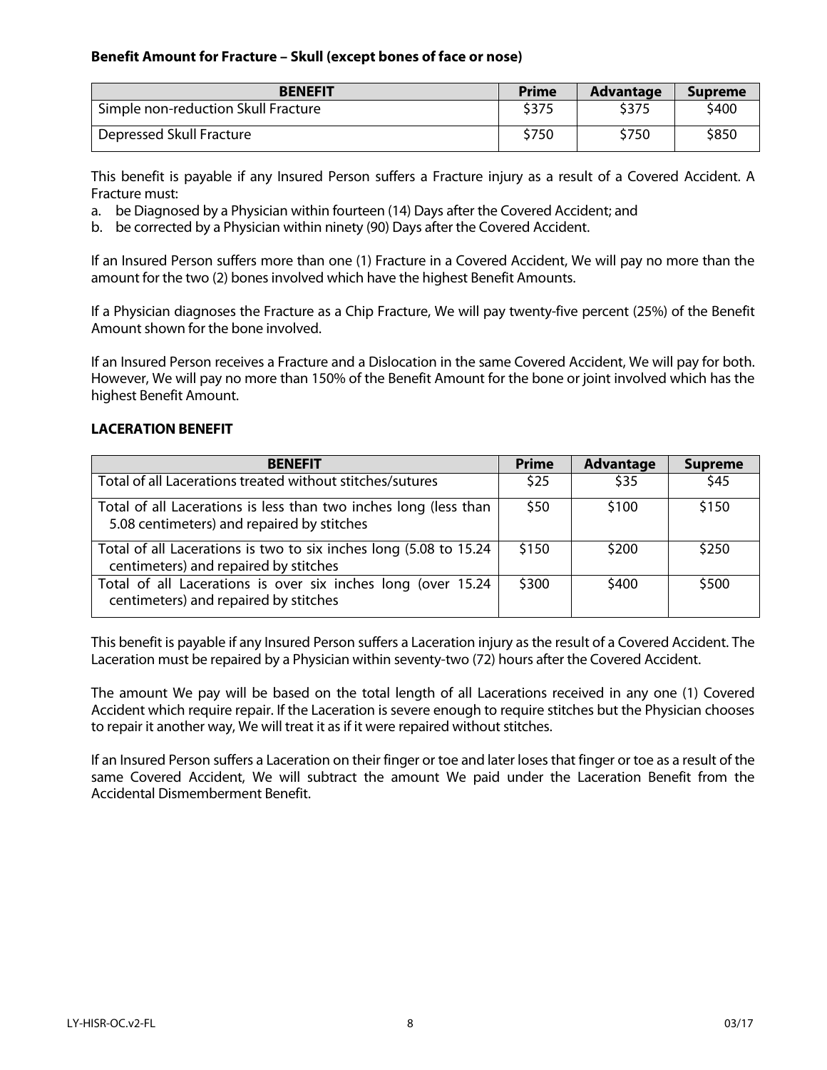**Benefit Amount for Fracture – Skull (except bones of face or nose)**

| BENEFIT | Prime | Advantage | Supreme |
|---|---|---|---|
| Simple non-reduction Skull Fracture | $375 | $375 | $400 |
| Depressed Skull Fracture | $750 | $750 | $850 |

This benefit is payable if any Insured Person suffers a Fracture injury as a result of a Covered Accident. A Fracture must:

a. be Diagnosed by a Physician within fourteen (14) Days after the Covered Accident; and
b. be corrected by a Physician within ninety (90) Days after the Covered Accident.

If an Insured Person suffers more than one (1) Fracture in a Covered Accident, We will pay no more than the amount for the two (2) bones involved which have the highest Benefit Amounts.

If a Physician diagnoses the Fracture as a Chip Fracture, We will pay twenty-five percent (25%) of the Benefit Amount shown for the bone involved.

If an Insured Person receives a Fracture and a Dislocation in the same Covered Accident, We will pay for both. However, We will pay no more than 150% of the Benefit Amount for the bone or joint involved which has the highest Benefit Amount.

**LACERATION BENEFIT**

| BENEFIT | Prime | Advantage | Supreme |
|---|---|---|---|
| Total of all Lacerations treated without stitches/sutures | $25 | $35 | $45 |
| Total of all Lacerations is less than two inches long (less than 5.08 centimeters) and repaired by stitches | $50 | $100 | $150 |
| Total of all Lacerations is two to six inches long (5.08 to 15.24 centimeters) and repaired by stitches | $150 | $200 | $250 |
| Total of all Lacerations is over six inches long (over 15.24 centimeters) and repaired by stitches | $300 | $400 | $500 |

This benefit is payable if any Insured Person suffers a Laceration injury as the result of a Covered Accident. The Laceration must be repaired by a Physician within seventy-two (72) hours after the Covered Accident.

The amount We pay will be based on the total length of all Lacerations received in any one (1) Covered Accident which require repair. If the Laceration is severe enough to require stitches but the Physician chooses to repair it another way, We will treat it as if it were repaired without stitches.

If an Insured Person suffers a Laceration on their finger or toe and later loses that finger or toe as a result of the same Covered Accident, We will subtract the amount We paid under the Laceration Benefit from the Accidental Dismemberment Benefit.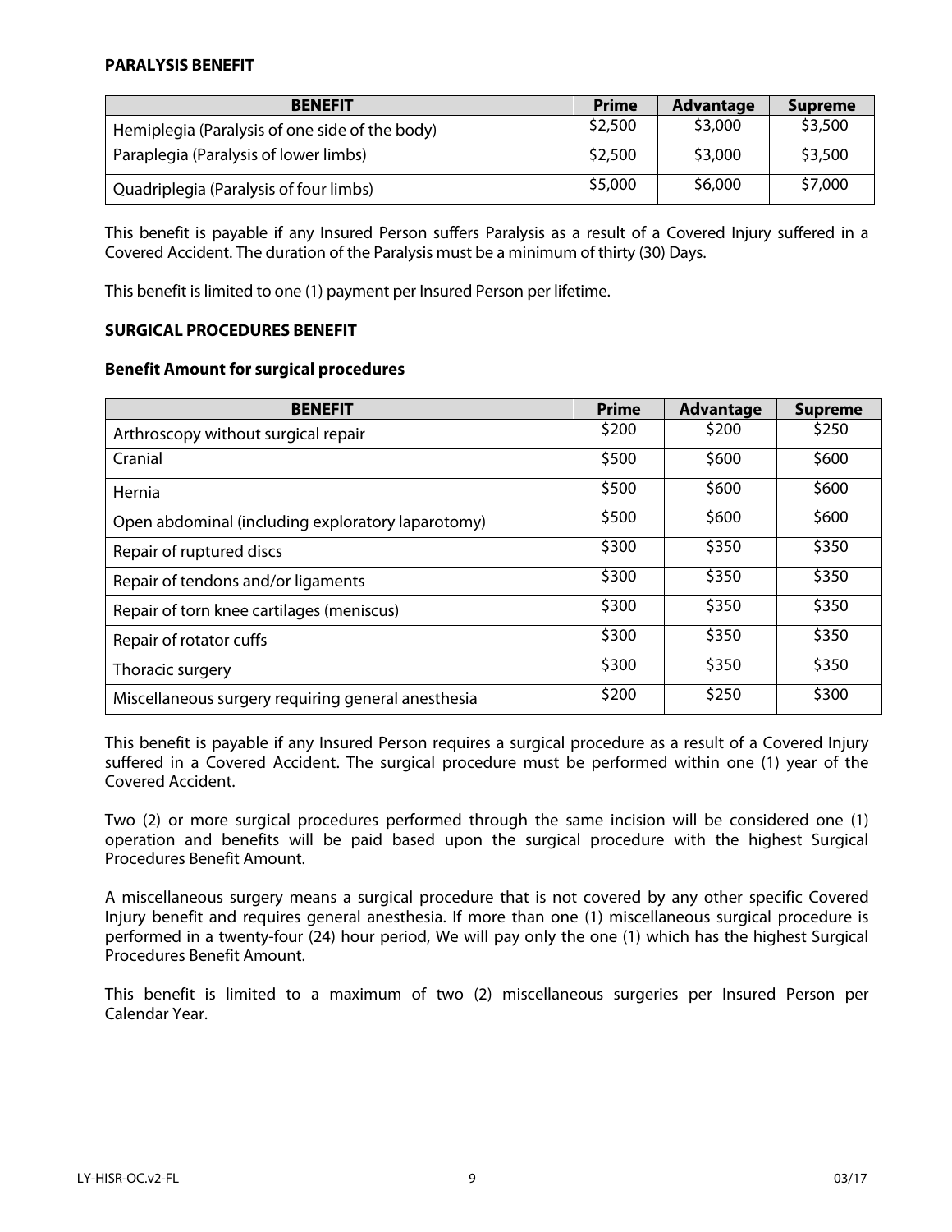**PARALYSIS BENEFIT**

| BENEFIT | Prime | Advantage | Supreme |
|---|---|---|---|
| Hemiplegia (Paralysis of one side of the body) | $2,500 | $3,000 | $3,500 |
| Paraplegia (Paralysis of lower limbs) | $2,500 | $3,000 | $3,500 |
| Quadriplegia (Paralysis of four limbs) | $5,000 | $6,000 | $7,000 |

This benefit is payable if any Insured Person suffers Paralysis as a result of a Covered Injury suffered in a Covered Accident. The duration of the Paralysis must be a minimum of thirty (30) Days.

This benefit is limited to one (1) payment per Insured Person per lifetime.

**SURGICAL PROCEDURES BENEFIT**

**Benefit Amount for surgical procedures**

| BENEFIT | Prime | Advantage | Supreme |
|---|---|---|---|
| Arthroscopy without surgical repair | $200 | $200 | $250 |
| Cranial | $500 | $600 | $600 |
| Hernia | $500 | $600 | $600 |
| Open abdominal (including exploratory laparotomy) | $500 | $600 | $600 |
| Repair of ruptured discs | $300 | $350 | $350 |
| Repair of tendons and/or ligaments | $300 | $350 | $350 |
| Repair of torn knee cartilages (meniscus) | $300 | $350 | $350 |
| Repair of rotator cuffs | $300 | $350 | $350 |
| Thoracic surgery | $300 | $350 | $350 |
| Miscellaneous surgery requiring general anesthesia | $200 | $250 | $300 |

This benefit is payable if any Insured Person requires a surgical procedure as a result of a Covered Injury suffered in a Covered Accident. The surgical procedure must be performed within one (1) year of the Covered Accident.

Two (2) or more surgical procedures performed through the same incision will be considered one (1) operation and benefits will be paid based upon the surgical procedure with the highest Surgical Procedures Benefit Amount.

A miscellaneous surgery means a surgical procedure that is not covered by any other specific Covered Injury benefit and requires general anesthesia. If more than one (1) miscellaneous surgical procedure is performed in a twenty-four (24) hour period, We will pay only the one (1) which has the highest Surgical Procedures Benefit Amount.

This benefit is limited to a maximum of two (2) miscellaneous surgeries per Insured Person per Calendar Year.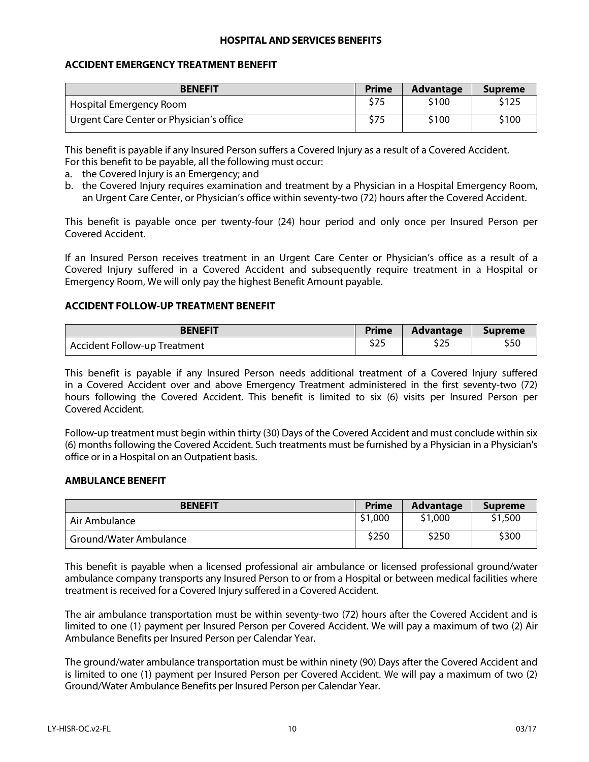## HOSPITAL AND SERVICES BENEFITS

### ACCIDENT EMERGENCY TREATMENT BENEFIT

| BENEFIT | Prime | Advantage | Supreme |
|---|---|---|---|
| Hospital Emergency Room | $75 | $100 | $125 |
| Urgent Care Center or Physician's office | $75 | $100 | $100 |

This benefit is payable if any Insured Person suffers a Covered Injury as a result of a Covered Accident. For this benefit to be payable, all the following must occur:

a. the Covered Injury is an Emergency; and
b. the Covered Injury requires examination and treatment by a Physician in a Hospital Emergency Room, an Urgent Care Center, or Physician's office within seventy-two (72) hours after the Covered Accident.

This benefit is payable once per twenty-four (24) hour period and only once per Insured Person per Covered Accident.

If an Insured Person receives treatment in an Urgent Care Center or Physician's office as a result of a Covered Injury suffered in a Covered Accident and subsequently require treatment in a Hospital or Emergency Room, We will only pay the highest Benefit Amount payable.

### ACCIDENT FOLLOW-UP TREATMENT BENEFIT

| BENEFIT | Prime | Advantage | Supreme |
|---|---|---|---|
| Accident Follow-up Treatment | $25 | $25 | $50 |

This benefit is payable if any Insured Person needs additional treatment of a Covered Injury suffered in a Covered Accident over and above Emergency Treatment administered in the first seventy-two (72) hours following the Covered Accident. This benefit is limited to six (6) visits per Insured Person per Covered Accident.

Follow-up treatment must begin within thirty (30) Days of the Covered Accident and must conclude within six (6) months following the Covered Accident. Such treatments must be furnished by a Physician in a Physician's office or in a Hospital on an Outpatient basis.

### AMBULANCE BENEFIT

| BENEFIT | Prime | Advantage | Supreme |
|---|---|---|---|
| Air Ambulance | $1,000 | $1,000 | $1,500 |
| Ground/Water Ambulance | $250 | $250 | $300 |

This benefit is payable when a licensed professional air ambulance or licensed professional ground/water ambulance company transports any Insured Person to or from a Hospital or between medical facilities where treatment is received for a Covered Injury suffered in a Covered Accident.

The air ambulance transportation must be within seventy-two (72) hours after the Covered Accident and is limited to one (1) payment per Insured Person per Covered Accident. We will pay a maximum of two (2) Air Ambulance Benefits per Insured Person per Calendar Year.

The ground/water ambulance transportation must be within ninety (90) Days after the Covered Accident and is limited to one (1) payment per Insured Person per Covered Accident. We will pay a maximum of two (2) Ground/Water Ambulance Benefits per Insured Person per Calendar Year.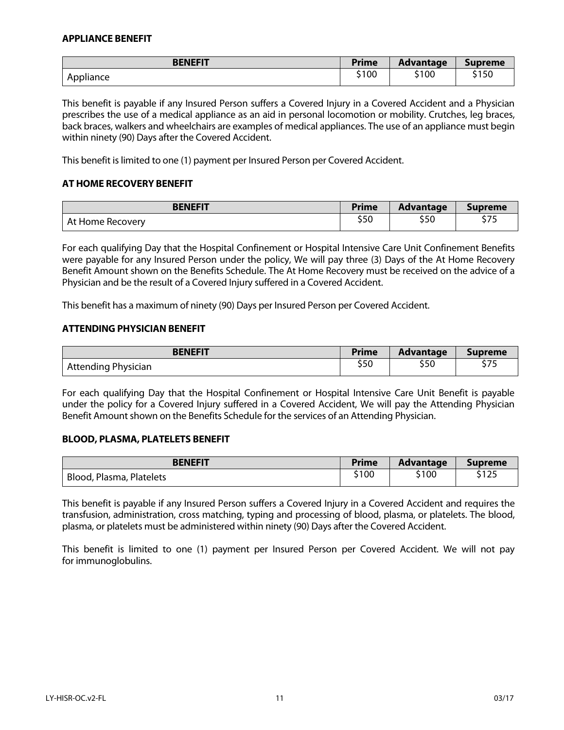### APPLIANCE BENEFIT

| BENEFIT | Prime | Advantage | Supreme |
|---|---|---|---|
| Appliance | $100 | $100 | $150 |

This benefit is payable if any Insured Person suffers a Covered Injury in a Covered Accident and a Physician prescribes the use of a medical appliance as an aid in personal locomotion or mobility. Crutches, leg braces, back braces, walkers and wheelchairs are examples of medical appliances. The use of an appliance must begin within ninety (90) Days after the Covered Accident.

This benefit is limited to one (1) payment per Insured Person per Covered Accident.

### AT HOME RECOVERY BENEFIT

| BENEFIT | Prime | Advantage | Supreme |
|---|---|---|---|
| At Home Recovery | $50 | $50 | $75 |

For each qualifying Day that the Hospital Confinement or Hospital Intensive Care Unit Confinement Benefits were payable for any Insured Person under the policy, We will pay three (3) Days of the At Home Recovery Benefit Amount shown on the Benefits Schedule. The At Home Recovery must be received on the advice of a Physician and be the result of a Covered Injury suffered in a Covered Accident.

This benefit has a maximum of ninety (90) Days per Insured Person per Covered Accident.

### ATTENDING PHYSICIAN BENEFIT

| BENEFIT | Prime | Advantage | Supreme |
|---|---|---|---|
| Attending Physician | $50 | $50 | $75 |

For each qualifying Day that the Hospital Confinement or Hospital Intensive Care Unit Benefit is payable under the policy for a Covered Injury suffered in a Covered Accident, We will pay the Attending Physician Benefit Amount shown on the Benefits Schedule for the services of an Attending Physician.

### BLOOD, PLASMA, PLATELETS BENEFIT

| BENEFIT | Prime | Advantage | Supreme |
|---|---|---|---|
| Blood, Plasma, Platelets | $100 | $100 | $125 |

This benefit is payable if any Insured Person suffers a Covered Injury in a Covered Accident and requires the transfusion, administration, cross matching, typing and processing of blood, plasma, or platelets. The blood, plasma, or platelets must be administered within ninety (90) Days after the Covered Accident.

This benefit is limited to one (1) payment per Insured Person per Covered Accident. We will not pay for immunoglobulins.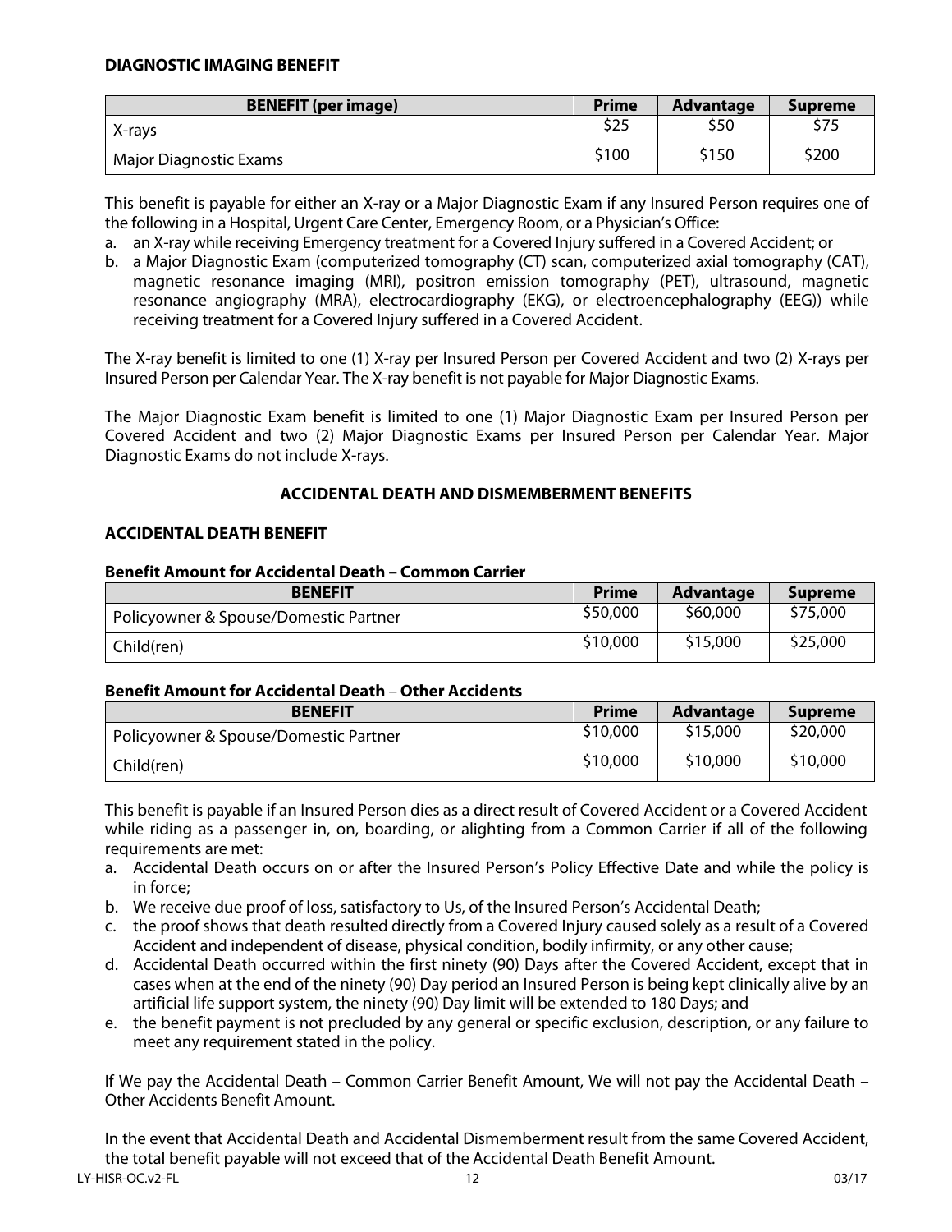### DIAGNOSTIC IMAGING BENEFIT

| BENEFIT (per image) | Prime | Advantage | Supreme |
|---|---|---|---|
| X-rays | $25 | $50 | $75 |
| Major Diagnostic Exams | $100 | $150 | $200 |

This benefit is payable for either an X-ray or a Major Diagnostic Exam if any Insured Person requires one of the following in a Hospital, Urgent Care Center, Emergency Room, or a Physician's Office:

a. an X-ray while receiving Emergency treatment for a Covered Injury suffered in a Covered Accident; or
b. a Major Diagnostic Exam (computerized tomography (CT) scan, computerized axial tomography (CAT), magnetic resonance imaging (MRI), positron emission tomography (PET), ultrasound, magnetic resonance angiography (MRA), electrocardiography (EKG), or electroencephalography (EEG)) while receiving treatment for a Covered Injury suffered in a Covered Accident.

The X-ray benefit is limited to one (1) X-ray per Insured Person per Covered Accident and two (2) X-rays per Insured Person per Calendar Year. The X-ray benefit is not payable for Major Diagnostic Exams.

The Major Diagnostic Exam benefit is limited to one (1) Major Diagnostic Exam per Insured Person per Covered Accident and two (2) Major Diagnostic Exams per Insured Person per Calendar Year. Major Diagnostic Exams do not include X-rays.

## ACCIDENTAL DEATH AND DISMEMBERMENT BENEFITS

### ACCIDENTAL DEATH BENEFIT

**Benefit Amount for Accidental Death – Common Carrier**

| BENEFIT | Prime | Advantage | Supreme |
|---|---|---|---|
| Policyowner & Spouse/Domestic Partner | $50,000 | $60,000 | $75,000 |
| Child(ren) | $10,000 | $15,000 | $25,000 |

**Benefit Amount for Accidental Death – Other Accidents**

| BENEFIT | Prime | Advantage | Supreme |
|---|---|---|---|
| Policyowner & Spouse/Domestic Partner | $10,000 | $15,000 | $20,000 |
| Child(ren) | $10,000 | $10,000 | $10,000 |

This benefit is payable if an Insured Person dies as a direct result of Covered Accident or a Covered Accident while riding as a passenger in, on, boarding, or alighting from a Common Carrier if all of the following requirements are met:

a. Accidental Death occurs on or after the Insured Person's Policy Effective Date and while the policy is in force;
b. We receive due proof of loss, satisfactory to Us, of the Insured Person's Accidental Death;
c. the proof shows that death resulted directly from a Covered Injury caused solely as a result of a Covered Accident and independent of disease, physical condition, bodily infirmity, or any other cause;
d. Accidental Death occurred within the first ninety (90) Days after the Covered Accident, except that in cases when at the end of the ninety (90) Day period an Insured Person is being kept clinically alive by an artificial life support system, the ninety (90) Day limit will be extended to 180 Days; and
e. the benefit payment is not precluded by any general or specific exclusion, description, or any failure to meet any requirement stated in the policy.

If We pay the Accidental Death – Common Carrier Benefit Amount, We will not pay the Accidental Death – Other Accidents Benefit Amount.

In the event that Accidental Death and Accidental Dismemberment result from the same Covered Accident, the total benefit payable will not exceed that of the Accidental Death Benefit Amount.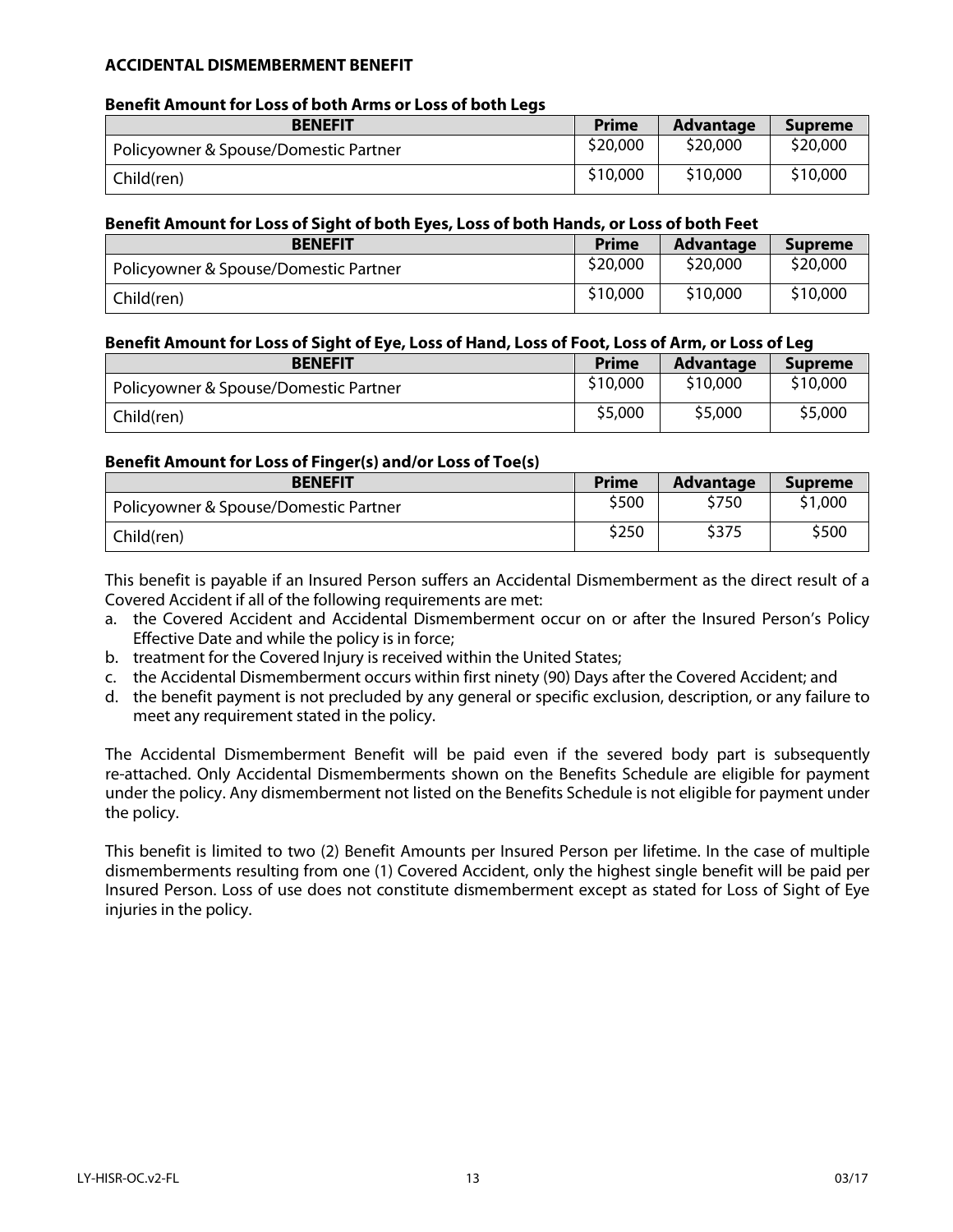### ACCIDENTAL DISMEMBERMENT BENEFIT

**Benefit Amount for Loss of both Arms or Loss of both Legs**

| BENEFIT | Prime | Advantage | Supreme |
|---|---|---|---|
| Policyowner & Spouse/Domestic Partner | $20,000 | $20,000 | $20,000 |
| Child(ren) | $10,000 | $10,000 | $10,000 |

**Benefit Amount for Loss of Sight of both Eyes, Loss of both Hands, or Loss of both Feet**

| BENEFIT | Prime | Advantage | Supreme |
|---|---|---|---|
| Policyowner & Spouse/Domestic Partner | $20,000 | $20,000 | $20,000 |
| Child(ren) | $10,000 | $10,000 | $10,000 |

**Benefit Amount for Loss of Sight of Eye, Loss of Hand, Loss of Foot, Loss of Arm, or Loss of Leg**

| BENEFIT | Prime | Advantage | Supreme |
|---|---|---|---|
| Policyowner & Spouse/Domestic Partner | $10,000 | $10,000 | $10,000 |
| Child(ren) | $5,000 | $5,000 | $5,000 |

**Benefit Amount for Loss of Finger(s) and/or Loss of Toe(s)**

| BENEFIT | Prime | Advantage | Supreme |
|---|---|---|---|
| Policyowner & Spouse/Domestic Partner | $500 | $750 | $1,000 |
| Child(ren) | $250 | $375 | $500 |

This benefit is payable if an Insured Person suffers an Accidental Dismemberment as the direct result of a Covered Accident if all of the following requirements are met:

a. the Covered Accident and Accidental Dismemberment occur on or after the Insured Person's Policy Effective Date and while the policy is in force;
b. treatment for the Covered Injury is received within the United States;
c. the Accidental Dismemberment occurs within first ninety (90) Days after the Covered Accident; and
d. the benefit payment is not precluded by any general or specific exclusion, description, or any failure to meet any requirement stated in the policy.

The Accidental Dismemberment Benefit will be paid even if the severed body part is subsequently re-attached. Only Accidental Dismemberments shown on the Benefits Schedule are eligible for payment under the policy. Any dismemberment not listed on the Benefits Schedule is not eligible for payment under the policy.

This benefit is limited to two (2) Benefit Amounts per Insured Person per lifetime. In the case of multiple dismemberments resulting from one (1) Covered Accident, only the highest single benefit will be paid per Insured Person. Loss of use does not constitute dismemberment except as stated for Loss of Sight of Eye injuries in the policy.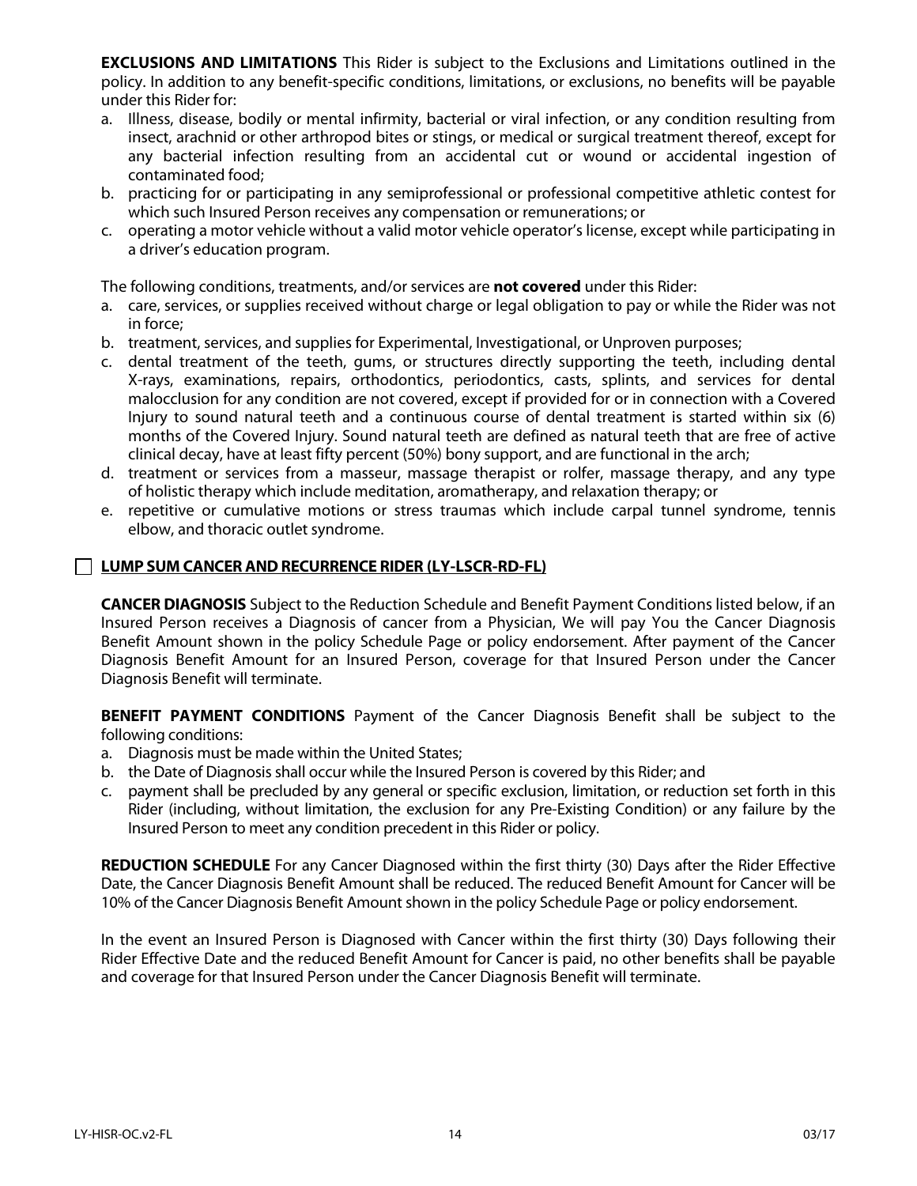**EXCLUSIONS AND LIMITATIONS** This Rider is subject to the Exclusions and Limitations outlined in the policy. In addition to any benefit-specific conditions, limitations, or exclusions, no benefits will be payable under this Rider for:

a. Illness, disease, bodily or mental infirmity, bacterial or viral infection, or any condition resulting from insect, arachnid or other arthropod bites or stings, or medical or surgical treatment thereof, except for any bacterial infection resulting from an accidental cut or wound or accidental ingestion of contaminated food;
b. practicing for or participating in any semiprofessional or professional competitive athletic contest for which such Insured Person receives any compensation or remunerations; or
c. operating a motor vehicle without a valid motor vehicle operator's license, except while participating in a driver's education program.

The following conditions, treatments, and/or services are **not covered** under this Rider:

a. care, services, or supplies received without charge or legal obligation to pay or while the Rider was not in force;
b. treatment, services, and supplies for Experimental, Investigational, or Unproven purposes;
c. dental treatment of the teeth, gums, or structures directly supporting the teeth, including dental X-rays, examinations, repairs, orthodontics, periodontics, casts, splints, and services for dental malocclusion for any condition are not covered, except if provided for or in connection with a Covered Injury to sound natural teeth and a continuous course of dental treatment is started within six (6) months of the Covered Injury. Sound natural teeth are defined as natural teeth that are free of active clinical decay, have at least fifty percent (50%) bony support, and are functional in the arch;
d. treatment or services from a masseur, massage therapist or rolfer, massage therapy, and any type of holistic therapy which include meditation, aromatherapy, and relaxation therapy; or
e. repetitive or cumulative motions or stress traumas which include carpal tunnel syndrome, tennis elbow, and thoracic outlet syndrome.

☐ **LUMP SUM CANCER AND RECURRENCE RIDER (LY-LSCR-RD-FL)**

**CANCER DIAGNOSIS** Subject to the Reduction Schedule and Benefit Payment Conditions listed below, if an Insured Person receives a Diagnosis of cancer from a Physician, We will pay You the Cancer Diagnosis Benefit Amount shown in the policy Schedule Page or policy endorsement. After payment of the Cancer Diagnosis Benefit Amount for an Insured Person, coverage for that Insured Person under the Cancer Diagnosis Benefit will terminate.

**BENEFIT PAYMENT CONDITIONS** Payment of the Cancer Diagnosis Benefit shall be subject to the following conditions:

a. Diagnosis must be made within the United States;
b. the Date of Diagnosis shall occur while the Insured Person is covered by this Rider; and
c. payment shall be precluded by any general or specific exclusion, limitation, or reduction set forth in this Rider (including, without limitation, the exclusion for any Pre-Existing Condition) or any failure by the Insured Person to meet any condition precedent in this Rider or policy.

**REDUCTION SCHEDULE** For any Cancer Diagnosed within the first thirty (30) Days after the Rider Effective Date, the Cancer Diagnosis Benefit Amount shall be reduced. The reduced Benefit Amount for Cancer will be 10% of the Cancer Diagnosis Benefit Amount shown in the policy Schedule Page or policy endorsement.

In the event an Insured Person is Diagnosed with Cancer within the first thirty (30) Days following their Rider Effective Date and the reduced Benefit Amount for Cancer is paid, no other benefits shall be payable and coverage for that Insured Person under the Cancer Diagnosis Benefit will terminate.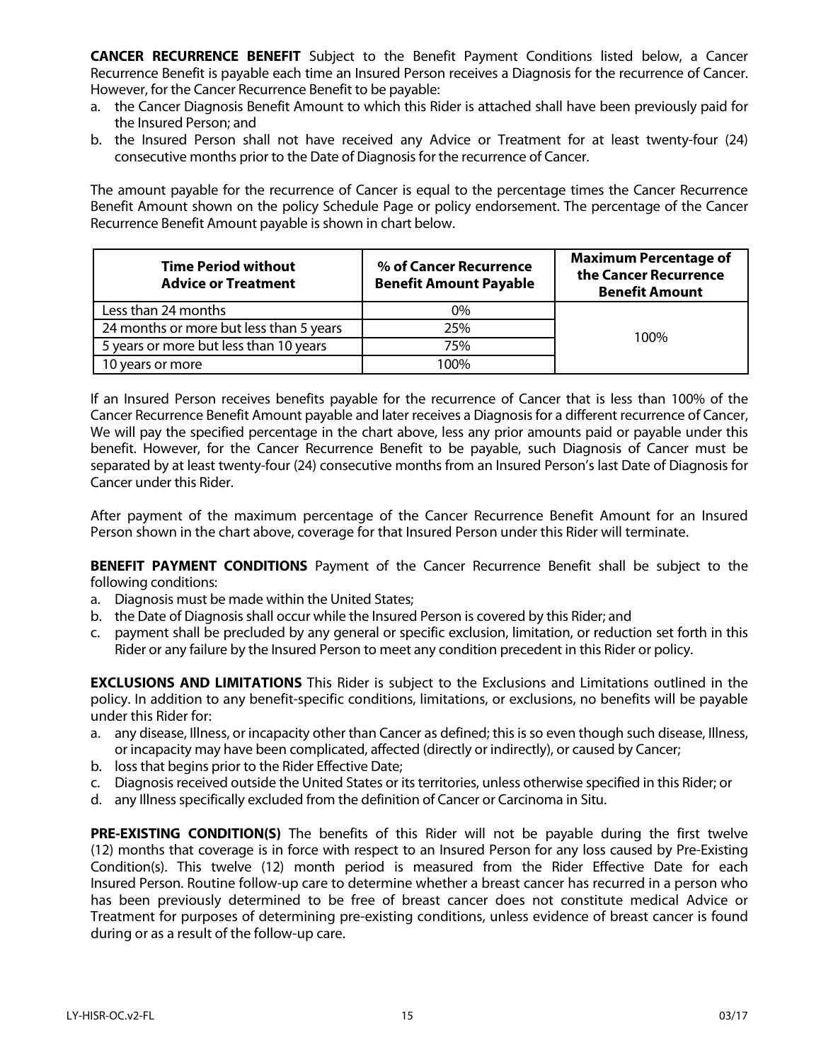**CANCER RECURRENCE BENEFIT** Subject to the Benefit Payment Conditions listed below, a Cancer Recurrence Benefit is payable each time an Insured Person receives a Diagnosis for the recurrence of Cancer. However, for the Cancer Recurrence Benefit to be payable:

a. the Cancer Diagnosis Benefit Amount to which this Rider is attached shall have been previously paid for the Insured Person; and
b. the Insured Person shall not have received any Advice or Treatment for at least twenty-four (24) consecutive months prior to the Date of Diagnosis for the recurrence of Cancer.

The amount payable for the recurrence of Cancer is equal to the percentage times the Cancer Recurrence Benefit Amount shown on the policy Schedule Page or policy endorsement. The percentage of the Cancer Recurrence Benefit Amount payable is shown in chart below.

| Time Period without Advice or Treatment | % of Cancer Recurrence Benefit Amount Payable | Maximum Percentage of the Cancer Recurrence Benefit Amount |
|---|---|---|
| Less than 24 months | 0% | 100% |
| 24 months or more but less than 5 years | 25% | |
| 5 years or more but less than 10 years | 75% | |
| 10 years or more | 100% | |

If an Insured Person receives benefits payable for the recurrence of Cancer that is less than 100% of the Cancer Recurrence Benefit Amount payable and later receives a Diagnosis for a different recurrence of Cancer, We will pay the specified percentage in the chart above, less any prior amounts paid or payable under this benefit. However, for the Cancer Recurrence Benefit to be payable, such Diagnosis of Cancer must be separated by at least twenty-four (24) consecutive months from an Insured Person's last Date of Diagnosis for Cancer under this Rider.

After payment of the maximum percentage of the Cancer Recurrence Benefit Amount for an Insured Person shown in the chart above, coverage for that Insured Person under this Rider will terminate.

**BENEFIT PAYMENT CONDITIONS** Payment of the Cancer Recurrence Benefit shall be subject to the following conditions:

a. Diagnosis must be made within the United States;
b. the Date of Diagnosis shall occur while the Insured Person is covered by this Rider; and
c. payment shall be precluded by any general or specific exclusion, limitation, or reduction set forth in this Rider or any failure by the Insured Person to meet any condition precedent in this Rider or policy.

**EXCLUSIONS AND LIMITATIONS** This Rider is subject to the Exclusions and Limitations outlined in the policy. In addition to any benefit-specific conditions, limitations, or exclusions, no benefits will be payable under this Rider for:

a. any disease, Illness, or incapacity other than Cancer as defined; this is so even though such disease, Illness, or incapacity may have been complicated, affected (directly or indirectly), or caused by Cancer;
b. loss that begins prior to the Rider Effective Date;
c. Diagnosis received outside the United States or its territories, unless otherwise specified in this Rider; or
d. any Illness specifically excluded from the definition of Cancer or Carcinoma in Situ.

**PRE-EXISTING CONDITION(S)** The benefits of this Rider will not be payable during the first twelve (12) months that coverage is in force with respect to an Insured Person for any loss caused by Pre-Existing Condition(s). This twelve (12) month period is measured from the Rider Effective Date for each Insured Person. Routine follow-up care to determine whether a breast cancer has recurred in a person who has been previously determined to be free of breast cancer does not constitute medical Advice or Treatment for purposes of determining pre-existing conditions, unless evidence of breast cancer is found during or as a result of the follow-up care.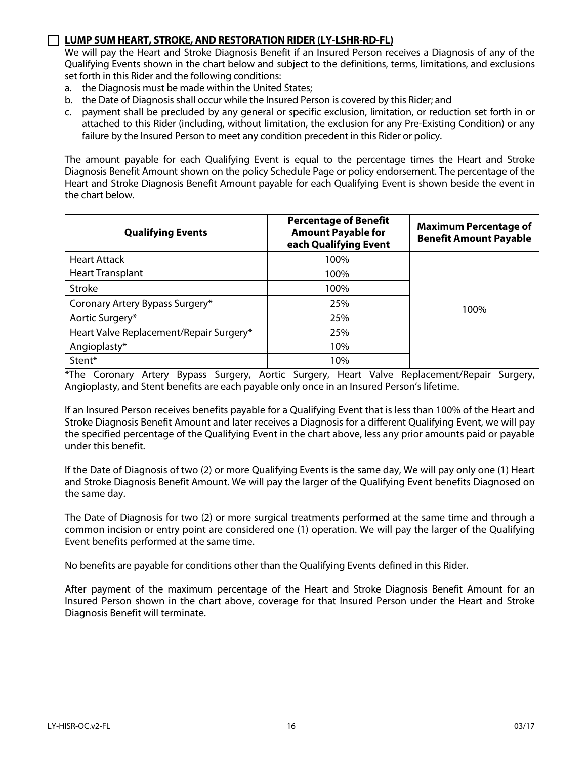☐ **LUMP SUM HEART, STROKE, AND RESTORATION RIDER (LY-LSHR-RD-FL)**

We will pay the Heart and Stroke Diagnosis Benefit if an Insured Person receives a Diagnosis of any of the Qualifying Events shown in the chart below and subject to the definitions, terms, limitations, and exclusions set forth in this Rider and the following conditions:

a. the Diagnosis must be made within the United States;
b. the Date of Diagnosis shall occur while the Insured Person is covered by this Rider; and
c. payment shall be precluded by any general or specific exclusion, limitation, or reduction set forth in or attached to this Rider (including, without limitation, the exclusion for any Pre-Existing Condition) or any failure by the Insured Person to meet any condition precedent in this Rider or policy.

The amount payable for each Qualifying Event is equal to the percentage times the Heart and Stroke Diagnosis Benefit Amount shown on the policy Schedule Page or policy endorsement. The percentage of the Heart and Stroke Diagnosis Benefit Amount payable for each Qualifying Event is shown beside the event in the chart below.

| Qualifying Events | Percentage of Benefit Amount Payable for each Qualifying Event | Maximum Percentage of Benefit Amount Payable |
|---|---|---|
| Heart Attack | 100% | 100% |
| Heart Transplant | 100% | |
| Stroke | 100% | |
| Coronary Artery Bypass Surgery* | 25% | |
| Aortic Surgery* | 25% | |
| Heart Valve Replacement/Repair Surgery* | 25% | |
| Angioplasty* | 10% | |
| Stent* | 10% | |

*The Coronary Artery Bypass Surgery, Aortic Surgery, Heart Valve Replacement/Repair Surgery, Angioplasty, and Stent benefits are each payable only once in an Insured Person's lifetime.

If an Insured Person receives benefits payable for a Qualifying Event that is less than 100% of the Heart and Stroke Diagnosis Benefit Amount and later receives a Diagnosis for a different Qualifying Event, we will pay the specified percentage of the Qualifying Event in the chart above, less any prior amounts paid or payable under this benefit.

If the Date of Diagnosis of two (2) or more Qualifying Events is the same day, We will pay only one (1) Heart and Stroke Diagnosis Benefit Amount. We will pay the larger of the Qualifying Event benefits Diagnosed on the same day.

The Date of Diagnosis for two (2) or more surgical treatments performed at the same time and through a common incision or entry point are considered one (1) operation. We will pay the larger of the Qualifying Event benefits performed at the same time.

No benefits are payable for conditions other than the Qualifying Events defined in this Rider.

After payment of the maximum percentage of the Heart and Stroke Diagnosis Benefit Amount for an Insured Person shown in the chart above, coverage for that Insured Person under the Heart and Stroke Diagnosis Benefit will terminate.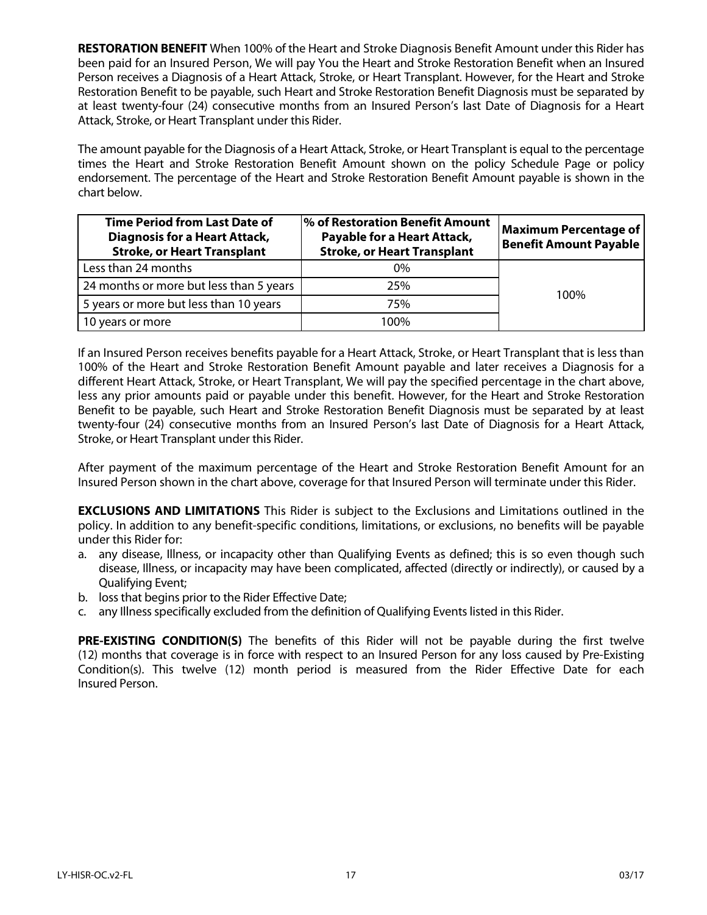**RESTORATION BENEFIT** When 100% of the Heart and Stroke Diagnosis Benefit Amount under this Rider has been paid for an Insured Person, We will pay You the Heart and Stroke Restoration Benefit when an Insured Person receives a Diagnosis of a Heart Attack, Stroke, or Heart Transplant. However, for the Heart and Stroke Restoration Benefit to be payable, such Heart and Stroke Restoration Benefit Diagnosis must be separated by at least twenty-four (24) consecutive months from an Insured Person's last Date of Diagnosis for a Heart Attack, Stroke, or Heart Transplant under this Rider.

The amount payable for the Diagnosis of a Heart Attack, Stroke, or Heart Transplant is equal to the percentage times the Heart and Stroke Restoration Benefit Amount shown on the policy Schedule Page or policy endorsement. The percentage of the Heart and Stroke Restoration Benefit Amount payable is shown in the chart below.

| Time Period from Last Date of Diagnosis for a Heart Attack, Stroke, or Heart Transplant | % of Restoration Benefit Amount Payable for a Heart Attack, Stroke, or Heart Transplant | Maximum Percentage of Benefit Amount Payable |
|---|---|---|
| Less than 24 months | 0% | 100% |
| 24 months or more but less than 5 years | 25% | |
| 5 years or more but less than 10 years | 75% | |
| 10 years or more | 100% | |

If an Insured Person receives benefits payable for a Heart Attack, Stroke, or Heart Transplant that is less than 100% of the Heart and Stroke Restoration Benefit Amount payable and later receives a Diagnosis for a different Heart Attack, Stroke, or Heart Transplant, We will pay the specified percentage in the chart above, less any prior amounts paid or payable under this benefit. However, for the Heart and Stroke Restoration Benefit to be payable, such Heart and Stroke Restoration Benefit Diagnosis must be separated by at least twenty-four (24) consecutive months from an Insured Person's last Date of Diagnosis for a Heart Attack, Stroke, or Heart Transplant under this Rider.

After payment of the maximum percentage of the Heart and Stroke Restoration Benefit Amount for an Insured Person shown in the chart above, coverage for that Insured Person will terminate under this Rider.

**EXCLUSIONS AND LIMITATIONS** This Rider is subject to the Exclusions and Limitations outlined in the policy. In addition to any benefit-specific conditions, limitations, or exclusions, no benefits will be payable under this Rider for:

a. any disease, Illness, or incapacity other than Qualifying Events as defined; this is so even though such disease, Illness, or incapacity may have been complicated, affected (directly or indirectly), or caused by a Qualifying Event;
b. loss that begins prior to the Rider Effective Date;
c. any Illness specifically excluded from the definition of Qualifying Events listed in this Rider.

**PRE-EXISTING CONDITION(S)** The benefits of this Rider will not be payable during the first twelve (12) months that coverage is in force with respect to an Insured Person for any loss caused by Pre-Existing Condition(s). This twelve (12) month period is measured from the Rider Effective Date for each Insured Person.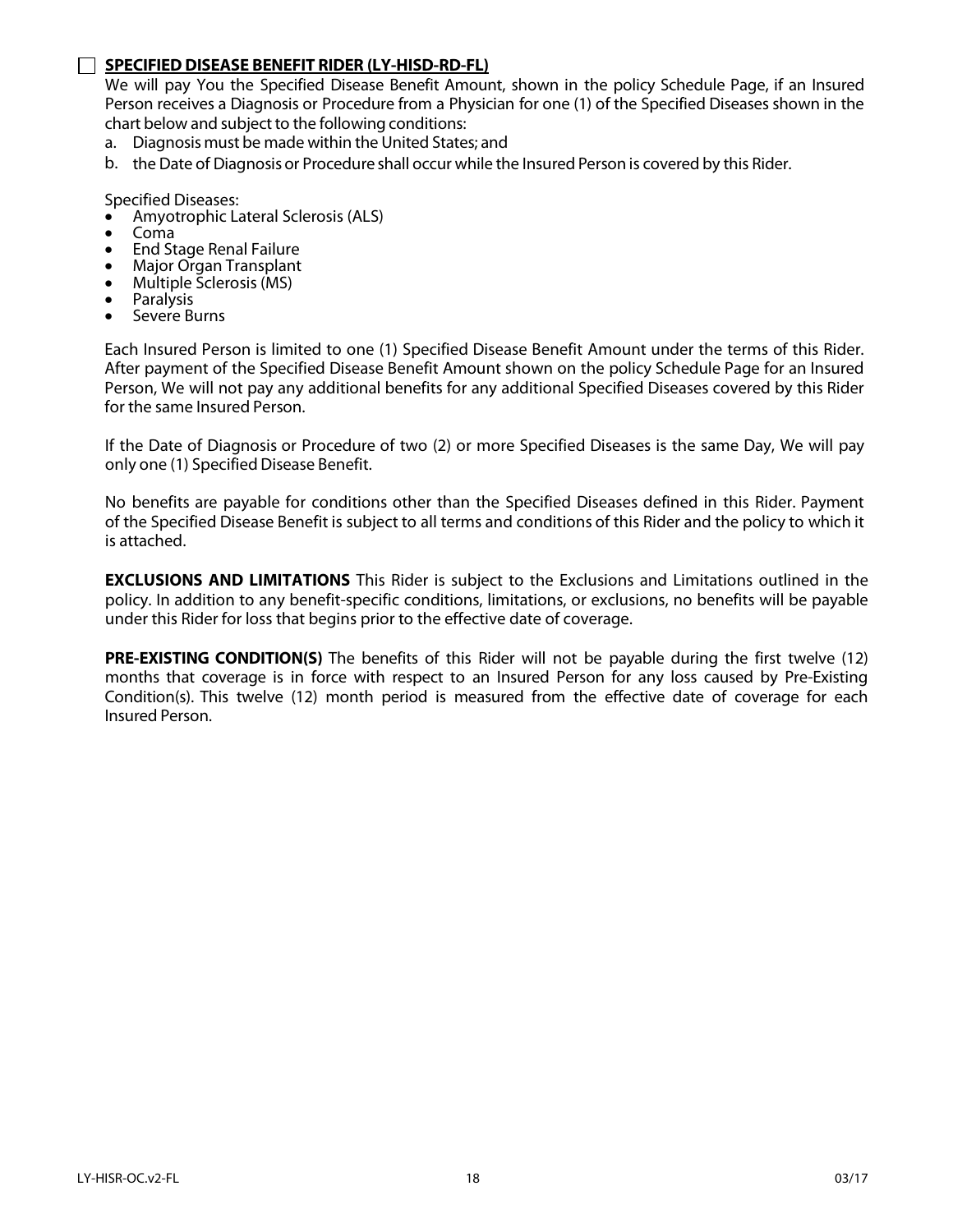☐ **SPECIFIED DISEASE BENEFIT RIDER (LY-HISD-RD-FL)**

We will pay You the Specified Disease Benefit Amount, shown in the policy Schedule Page, if an Insured Person receives a Diagnosis or Procedure from a Physician for one (1) of the Specified Diseases shown in the chart below and subject to the following conditions:

a. Diagnosis must be made within the United States; and
b. the Date of Diagnosis or Procedure shall occur while the Insured Person is covered by this Rider.

Specified Diseases:

- Amyotrophic Lateral Sclerosis (ALS)
- Coma
- End Stage Renal Failure
- Major Organ Transplant
- Multiple Sclerosis (MS)
- Paralysis
- Severe Burns

Each Insured Person is limited to one (1) Specified Disease Benefit Amount under the terms of this Rider. After payment of the Specified Disease Benefit Amount shown on the policy Schedule Page for an Insured Person, We will not pay any additional benefits for any additional Specified Diseases covered by this Rider for the same Insured Person.

If the Date of Diagnosis or Procedure of two (2) or more Specified Diseases is the same Day, We will pay only one (1) Specified Disease Benefit.

No benefits are payable for conditions other than the Specified Diseases defined in this Rider. Payment of the Specified Disease Benefit is subject to all terms and conditions of this Rider and the policy to which it is attached.

**EXCLUSIONS AND LIMITATIONS** This Rider is subject to the Exclusions and Limitations outlined in the policy. In addition to any benefit-specific conditions, limitations, or exclusions, no benefits will be payable under this Rider for loss that begins prior to the effective date of coverage.

**PRE-EXISTING CONDITION(S)** The benefits of this Rider will not be payable during the first twelve (12) months that coverage is in force with respect to an Insured Person for any loss caused by Pre-Existing Condition(s). This twelve (12) month period is measured from the effective date of coverage for each Insured Person.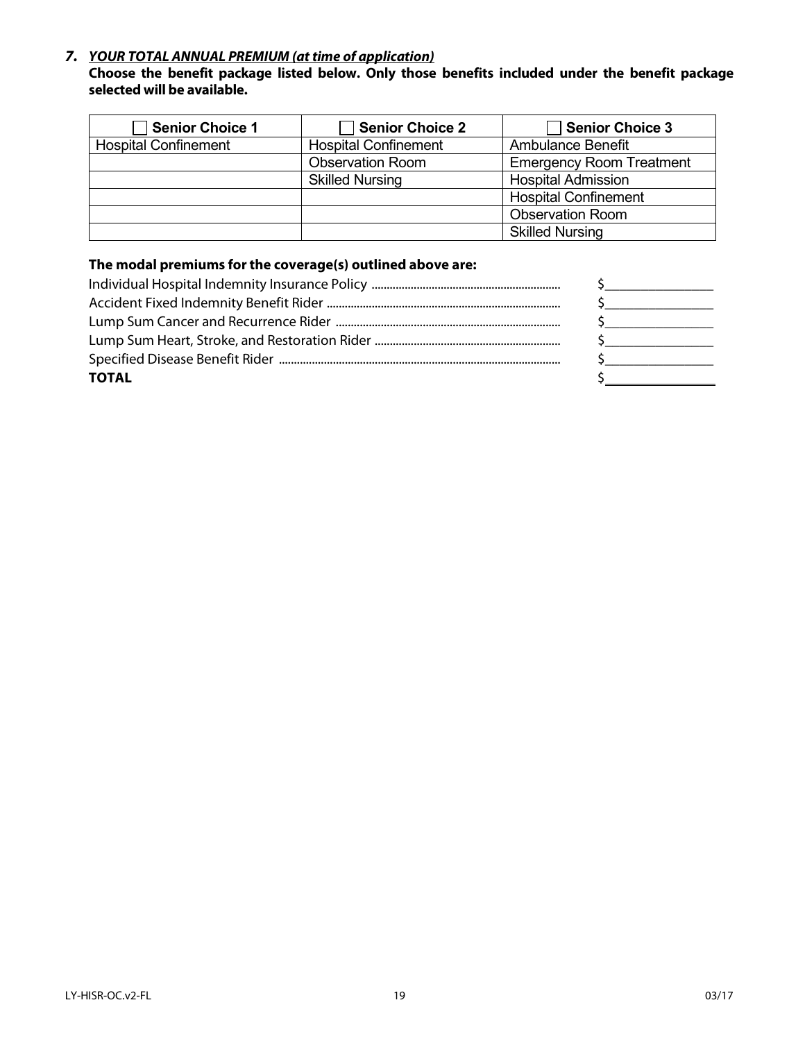## 7. ***YOUR TOTAL ANNUAL PREMIUM (at time of application)***

**Choose the benefit package listed below. Only those benefits included under the benefit package selected will be available.**

| ☐ Senior Choice 1 | ☐ Senior Choice 2 | ☐ Senior Choice 3 |
|---|---|---|
| Hospital Confinement | Hospital Confinement | Ambulance Benefit |
| | Observation Room | Emergency Room Treatment |
| | Skilled Nursing | Hospital Admission |
| | | Hospital Confinement |
| | | Observation Room |
| | | Skilled Nursing |

**The modal premiums for the coverage(s) outlined above are:**

| | |
|---|---|
| Individual Hospital Indemnity Insurance Policy | $________________ |
| Accident Fixed Indemnity Benefit Rider | $________________ |
| Lump Sum Cancer and Recurrence Rider | $________________ |
| Lump Sum Heart, Stroke, and Restoration Rider | $________________ |
| Specified Disease Benefit Rider | $________________ |
| **TOTAL** | $________________ |

LY-HISR-OC.v2-FL 03/17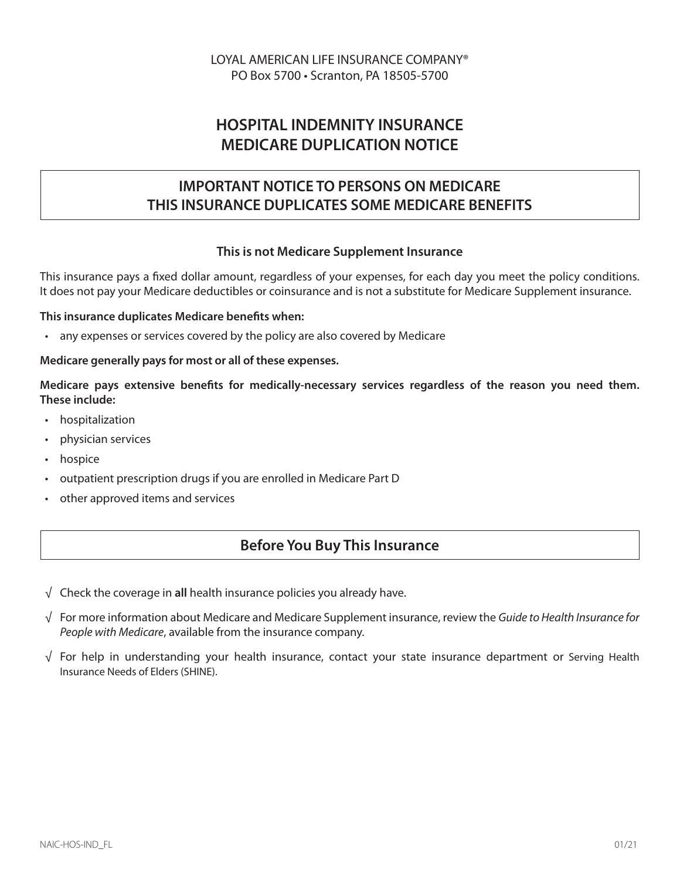LOYAL AMERICAN LIFE INSURANCE COMPANY®
PO Box 5700 • Scranton, PA 18505-5700

# HOSPITAL INDEMNITY INSURANCE MEDICARE DUPLICATION NOTICE

## IMPORTANT NOTICE TO PERSONS ON MEDICARE THIS INSURANCE DUPLICATES SOME MEDICARE BENEFITS

**This is not Medicare Supplement Insurance**

This insurance pays a fixed dollar amount, regardless of your expenses, for each day you meet the policy conditions. It does not pay your Medicare deductibles or coinsurance and is not a substitute for Medicare Supplement insurance.

**This insurance duplicates Medicare benefits when:**

- any expenses or services covered by the policy are also covered by Medicare

**Medicare generally pays for most or all of these expenses.**

**Medicare pays extensive benefits for medically-necessary services regardless of the reason you need them. These include:**

- hospitalization
- physician services
- hospice
- outpatient prescription drugs if you are enrolled in Medicare Part D
- other approved items and services

## Before You Buy This Insurance

√ Check the coverage in **all** health insurance policies you already have.

√ For more information about Medicare and Medicare Supplement insurance, review the *Guide to Health Insurance for People with Medicare*, available from the insurance company.

√ For help in understanding your health insurance, contact your state insurance department or Serving Health Insurance Needs of Elders (SHINE).

NAIC-HOS-IND_FL 01/21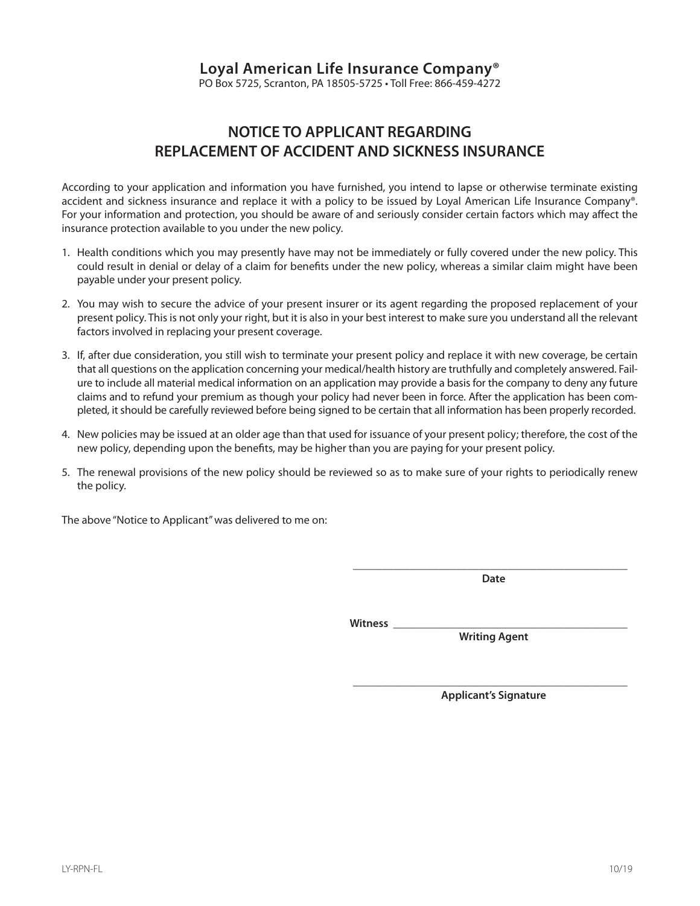**Loyal American Life Insurance Company®**

PO Box 5725, Scranton, PA 18505-5725 • Toll Free: 866-459-4272

# NOTICE TO APPLICANT REGARDING REPLACEMENT OF ACCIDENT AND SICKNESS INSURANCE

According to your application and information you have furnished, you intend to lapse or otherwise terminate existing accident and sickness insurance and replace it with a policy to be issued by Loyal American Life Insurance Company®. For your information and protection, you should be aware of and seriously consider certain factors which may affect the insurance protection available to you under the new policy.

1. Health conditions which you may presently have may not be immediately or fully covered under the new policy. This could result in denial or delay of a claim for benefits under the new policy, whereas a similar claim might have been payable under your present policy.
2. You may wish to secure the advice of your present insurer or its agent regarding the proposed replacement of your present policy. This is not only your right, but it is also in your best interest to make sure you understand all the relevant factors involved in replacing your present coverage.
3. If, after due consideration, you still wish to terminate your present policy and replace it with new coverage, be certain that all questions on the application concerning your medical/health history are truthfully and completely answered. Failure to include all material medical information on an application may provide a basis for the company to deny any future claims and to refund your premium as though your policy had never been in force. After the application has been completed, it should be carefully reviewed before being signed to be certain that all information has been properly recorded.
4. New policies may be issued at an older age than that used for issuance of your present policy; therefore, the cost of the new policy, depending upon the benefits, may be higher than you are paying for your present policy.
5. The renewal provisions of the new policy should be reviewed so as to make sure of your rights to periodically renew the policy.

The above "Notice to Applicant" was delivered to me on:

\_\_\_\_\_\_\_\_\_\_\_\_\_\_\_\_\_\_\_\_\_\_\_\_\_\_\_\_\_\_\_\_\_\_\_\_\_\_\_\_

**Date**

**Witness** \_\_\_\_\_\_\_\_\_\_\_\_\_\_\_\_\_\_\_\_\_\_\_\_\_\_\_\_\_\_\_\_\_\_\_\_\_\_\_\_

**Writing Agent**

\_\_\_\_\_\_\_\_\_\_\_\_\_\_\_\_\_\_\_\_\_\_\_\_\_\_\_\_\_\_\_\_\_\_\_\_\_\_\_\_

**Applicant's Signature**

LY-RPN-FL 10/19